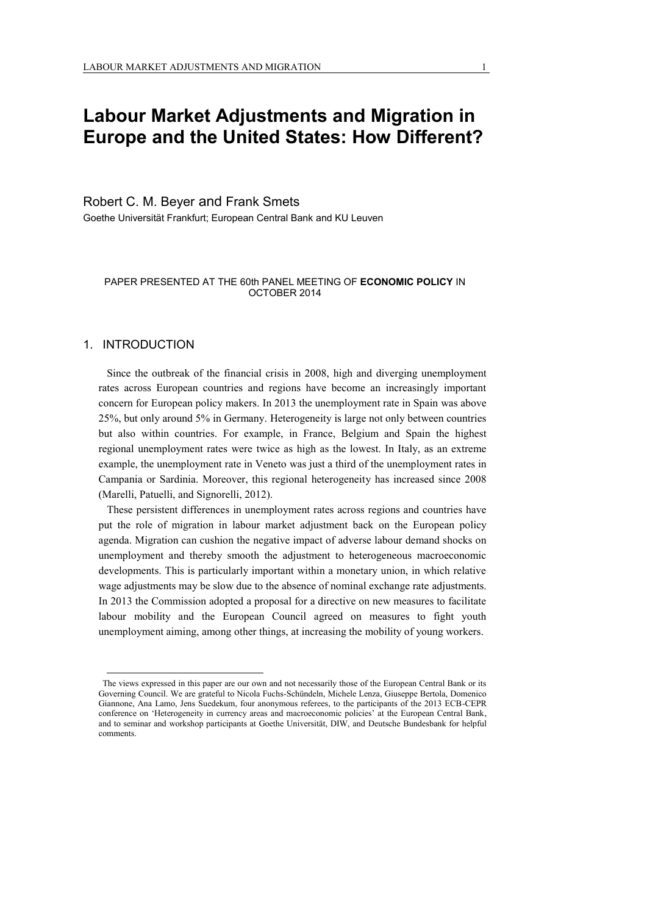# Labour Market Adjustments and Migration in Europe and the United States: How Different?

Robert C. M. Beyer and Frank Smets

Goethe Universität Frankfurt; European Central Bank and KU Leuven

PAPER PRESENTED AT THE 60th PANEL MEETING OF **ECONOMIC POLICY** IN OCTOBER 2014

## 1. INTRODUCTION

Since the outbreak of the financial crisis in 2008, high and diverging unemployment rates across European countries and regions have become an increasingly important concern for European policy makers. In 2013 the unemployment rate in Spain was above 25%, but only around 5% in Germany. Heterogeneity is large not only between countries but also within countries. For example, in France, Belgium and Spain the highest regional unemployment rates were twice as high as the lowest. In Italy, as an extreme example, the unemployment rate in Veneto was just a third of the unemployment rates in Campania or Sardinia. Moreover, this regional heterogeneity has increased since 2008 (Marelli, Patuelli, and Signorelli, 2012).

These persistent differences in unemployment rates across regions and countries have put the role of migration in labour market adjustment back on the European policy agenda. Migration can cushion the negative impact of adverse labour demand shocks on unemployment and thereby smooth the adjustment to heterogeneous macroeconomic developments. This is particularly important within a monetary union, in which relative wage adjustments may be slow due to the absence of nominal exchange rate adjustments. In 2013 the Commission adopted a proposal for a directive on new measures to facilitate labour mobility and the European Council agreed on measures to fight youth unemployment aiming, among other things, at increasing the mobility of young workers.

The views expressed in this paper are our own and not necessarily those of the European Central Bank or its Governing Council. We are grateful to Nicola Fuchs-Schündeln, Michele Lenza, Giuseppe Bertola, Domenico Giannone, Ana Lamo, Jens Suedekum, four anonymous referees, to the participants of the 2013 ECB-CEPR conference on 'Heterogeneity in currency areas and macroeconomic policies' at the European Central Bank, and to seminar and workshop participants at Goethe Universität, DIW, and Deutsche Bundesbank for helpful comments.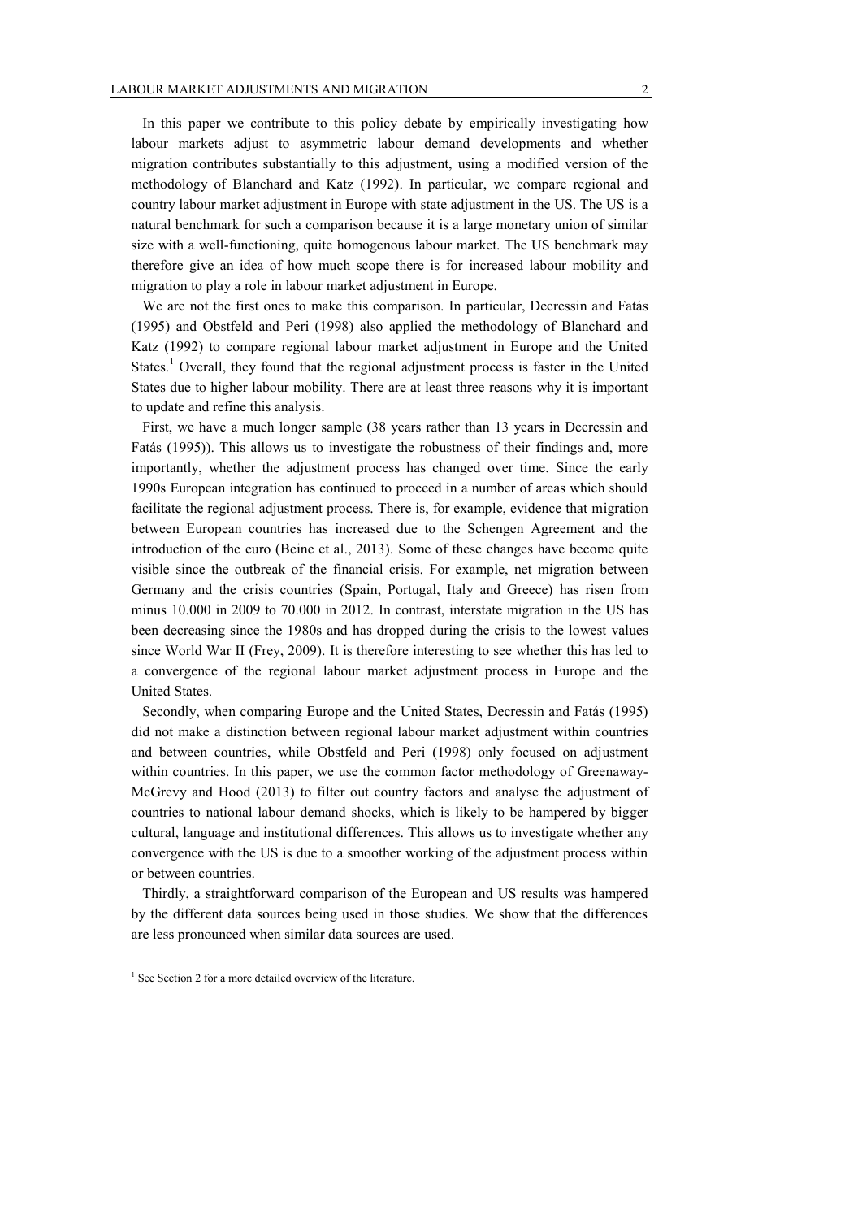In this paper we contribute to this policy debate by empirically investigating how labour markets adjust to asymmetric labour demand developments and whether migration contributes substantially to this adjustment, using a modified version of the methodology of Blanchard and Katz (1992). In particular, we compare regional and country labour market adjustment in Europe with state adjustment in the US. The US is a natural benchmark for such a comparison because it is a large monetary union of similar size with a well-functioning, quite homogenous labour market. The US benchmark may therefore give an idea of how much scope there is for increased labour mobility and migration to play a role in labour market adjustment in Europe.

We are not the first ones to make this comparison. In particular, Decressin and Fatás (1995) and Obstfeld and Peri (1998) also applied the methodology of Blanchard and Katz (1992) to compare regional labour market adjustment in Europe and the United States.[1] Overall, they found that the regional adjustment process is faster in the United States due to higher labour mobility. There are at least three reasons why it is important to update and refine this analysis.

First, we have a much longer sample (38 years rather than 13 years in Decressin and Fatás (1995)). This allows us to investigate the robustness of their findings and, more importantly, whether the adjustment process has changed over time. Since the early 1990s European integration has continued to proceed in a number of areas which should facilitate the regional adjustment process. There is, for example, evidence that migration between European countries has increased due to the Schengen Agreement and the introduction of the euro (Beine et al., 2013). Some of these changes have become quite visible since the outbreak of the financial crisis. For example, net migration between Germany and the crisis countries (Spain, Portugal, Italy and Greece) has risen from minus 10.000 in 2009 to 70.000 in 2012. In contrast, interstate migration in the US has been decreasing since the 1980s and has dropped during the crisis to the lowest values since World War II (Frey, 2009). It is therefore interesting to see whether this has led to a convergence of the regional labour market adjustment process in Europe and the United States.

Secondly, when comparing Europe and the United States, Decressin and Fatás (1995) did not make a distinction between regional labour market adjustment within countries and between countries, while Obstfeld and Peri (1998) only focused on adjustment within countries. In this paper, we use the common factor methodology of Greenaway-McGrevy and Hood (2013) to filter out country factors and analyse the adjustment of countries to national labour demand shocks, which is likely to be hampered by bigger cultural, language and institutional differences. This allows us to investigate whether any convergence with the US is due to a smoother working of the adjustment process within or between countries.

Thirdly, a straightforward comparison of the European and US results was hampered by the different data sources being used in those studies. We show that the differences are less pronounced when similar data sources are used.

[1] See Section 2 for a more detailed overview of the literature.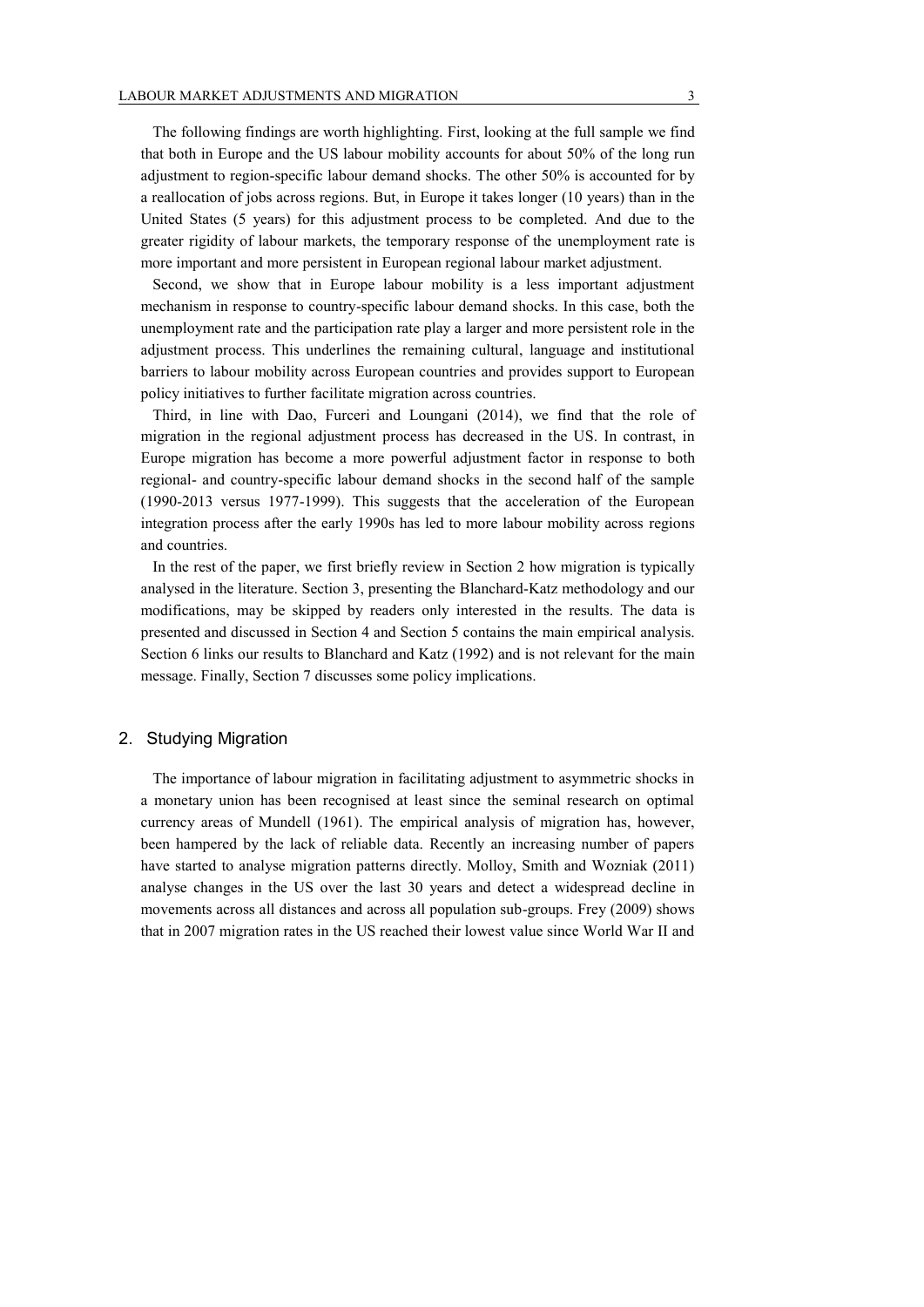The following findings are worth highlighting. First, looking at the full sample we find that both in Europe and the US labour mobility accounts for about 50% of the long run adjustment to region-specific labour demand shocks. The other 50% is accounted for by a reallocation of jobs across regions. But, in Europe it takes longer (10 years) than in the United States (5 years) for this adjustment process to be completed. And due to the greater rigidity of labour markets, the temporary response of the unemployment rate is more important and more persistent in European regional labour market adjustment.

Second, we show that in Europe labour mobility is a less important adjustment mechanism in response to country-specific labour demand shocks. In this case, both the unemployment rate and the participation rate play a larger and more persistent role in the adjustment process. This underlines the remaining cultural, language and institutional barriers to labour mobility across European countries and provides support to European policy initiatives to further facilitate migration across countries.

Third, in line with Dao, Furceri and Loungani (2014), we find that the role of migration in the regional adjustment process has decreased in the US. In contrast, in Europe migration has become a more powerful adjustment factor in response to both regional- and country-specific labour demand shocks in the second half of the sample (1990-2013 versus 1977-1999). This suggests that the acceleration of the European integration process after the early 1990s has led to more labour mobility across regions and countries.

In the rest of the paper, we first briefly review in Section 2 how migration is typically analysed in the literature. Section 3, presenting the Blanchard-Katz methodology and our modifications, may be skipped by readers only interested in the results. The data is presented and discussed in Section 4 and Section 5 contains the main empirical analysis. Section 6 links our results to Blanchard and Katz (1992) and is not relevant for the main message. Finally, Section 7 discusses some policy implications.

## 2. Studying Migration

The importance of labour migration in facilitating adjustment to asymmetric shocks in a monetary union has been recognised at least since the seminal research on optimal currency areas of Mundell (1961). The empirical analysis of migration has, however, been hampered by the lack of reliable data. Recently an increasing number of papers have started to analyse migration patterns directly. Molloy, Smith and Wozniak (2011) analyse changes in the US over the last 30 years and detect a widespread decline in movements across all distances and across all population sub-groups. Frey (2009) shows that in 2007 migration rates in the US reached their lowest value since World War II and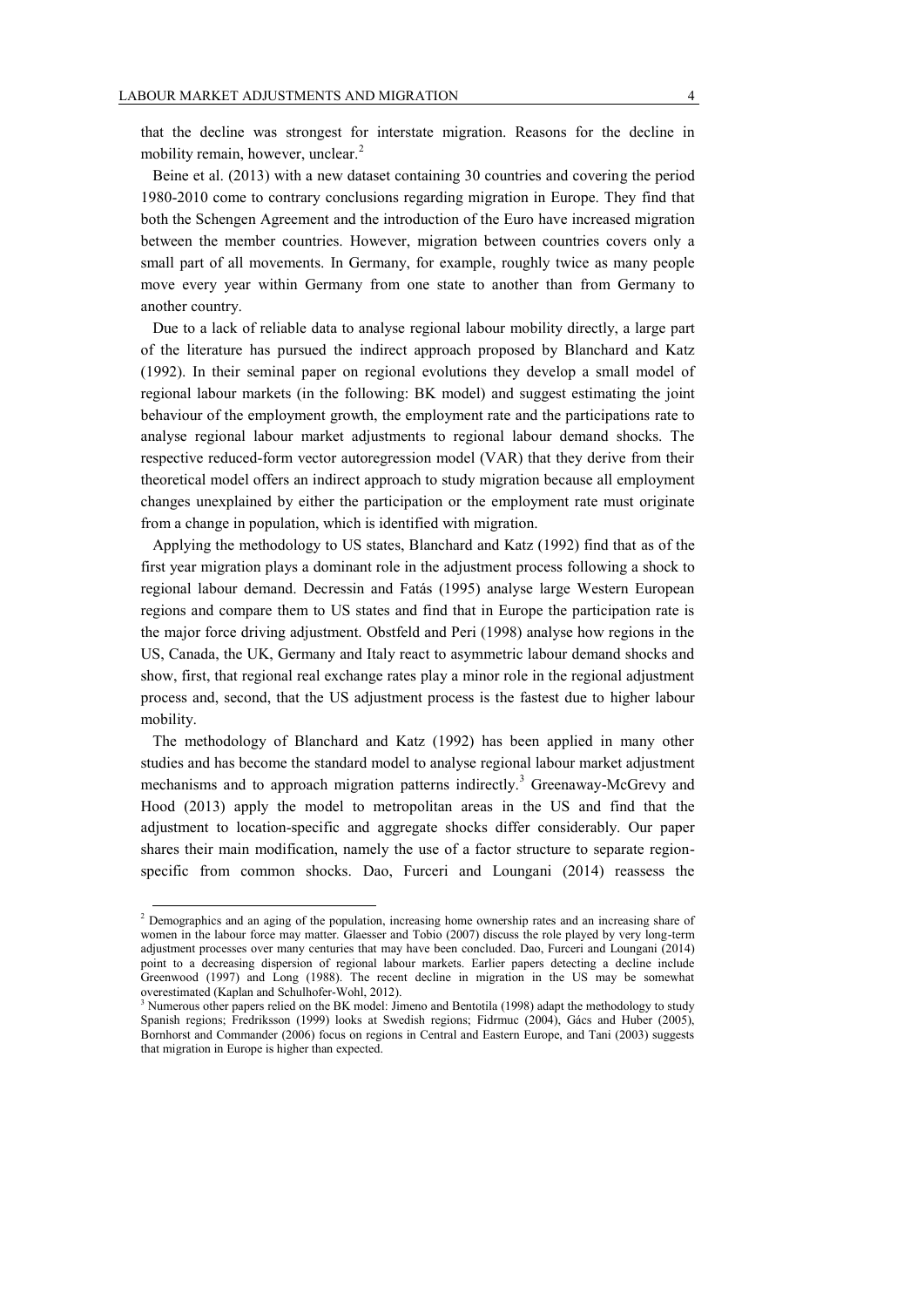that the decline was strongest for interstate migration. Reasons for the decline in mobility remain, however, unclear.[2]

Beine et al. (2013) with a new dataset containing 30 countries and covering the period 1980-2010 come to contrary conclusions regarding migration in Europe. They find that both the Schengen Agreement and the introduction of the Euro have increased migration between the member countries. However, migration between countries covers only a small part of all movements. In Germany, for example, roughly twice as many people move every year within Germany from one state to another than from Germany to another country.

Due to a lack of reliable data to analyse regional labour mobility directly, a large part of the literature has pursued the indirect approach proposed by Blanchard and Katz (1992). In their seminal paper on regional evolutions they develop a small model of regional labour markets (in the following: BK model) and suggest estimating the joint behaviour of the employment growth, the employment rate and the participations rate to analyse regional labour market adjustments to regional labour demand shocks. The respective reduced-form vector autoregression model (VAR) that they derive from their theoretical model offers an indirect approach to study migration because all employment changes unexplained by either the participation or the employment rate must originate from a change in population, which is identified with migration.

Applying the methodology to US states, Blanchard and Katz (1992) find that as of the first year migration plays a dominant role in the adjustment process following a shock to regional labour demand. Decressin and Fatás (1995) analyse large Western European regions and compare them to US states and find that in Europe the participation rate is the major force driving adjustment. Obstfeld and Peri (1998) analyse how regions in the US, Canada, the UK, Germany and Italy react to asymmetric labour demand shocks and show, first, that regional real exchange rates play a minor role in the regional adjustment process and, second, that the US adjustment process is the fastest due to higher labour mobility.

The methodology of Blanchard and Katz (1992) has been applied in many other studies and has become the standard model to analyse regional labour market adjustment mechanisms and to approach migration patterns indirectly.[3] Greenaway-McGrevy and Hood (2013) apply the model to metropolitan areas in the US and find that the adjustment to location-specific and aggregate shocks differ considerably. Our paper shares their main modification, namely the use of a factor structure to separate region-specific from common shocks. Dao, Furceri and Loungani (2014) reassess the

---

[2] Demographics and an aging of the population, increasing home ownership rates and an increasing share of women in the labour force may matter. Glaesser and Tobio (2007) discuss the role played by very long-term adjustment processes over many centuries that may have been concluded. Dao, Furceri and Loungani (2014) point to a decreasing dispersion of regional labour markets. Earlier papers detecting a decline include Greenwood (1997) and Long (1988). The recent decline in migration in the US may be somewhat overestimated (Kaplan and Schulhofer-Wohl, 2012).

[3] Numerous other papers relied on the BK model: Jimeno and Bentotila (1998) adapt the methodology to study Spanish regions; Fredriksson (1999) looks at Swedish regions; Fidrmuc (2004), Gács and Huber (2005), Bornhorst and Commander (2006) focus on regions in Central and Eastern Europe, and Tani (2003) suggests that migration in Europe is higher than expected.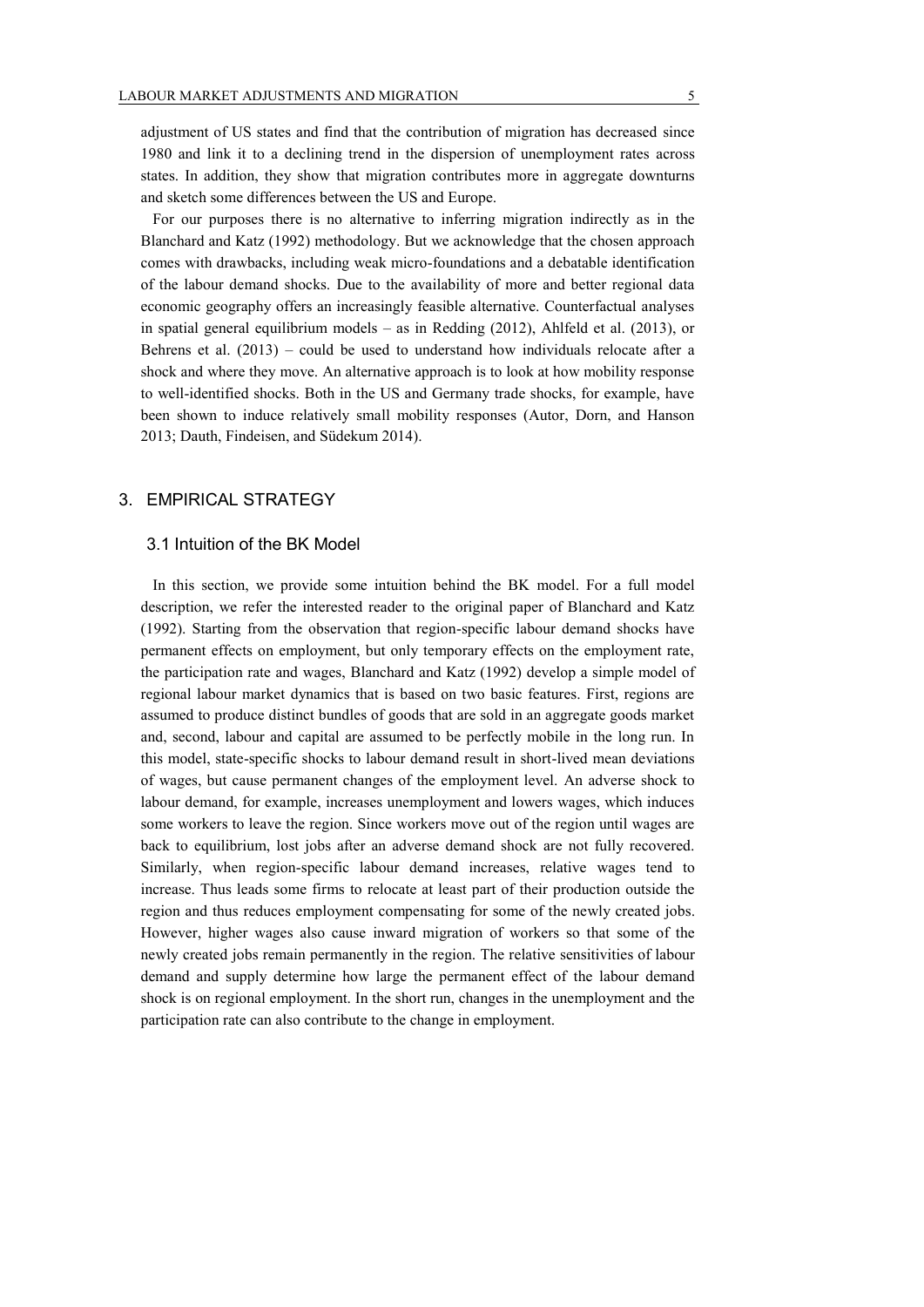adjustment of US states and find that the contribution of migration has decreased since 1980 and link it to a declining trend in the dispersion of unemployment rates across states. In addition, they show that migration contributes more in aggregate downturns and sketch some differences between the US and Europe.

For our purposes there is no alternative to inferring migration indirectly as in the Blanchard and Katz (1992) methodology. But we acknowledge that the chosen approach comes with drawbacks, including weak micro-foundations and a debatable identification of the labour demand shocks. Due to the availability of more and better regional data economic geography offers an increasingly feasible alternative. Counterfactual analyses in spatial general equilibrium models – as in Redding (2012), Ahlfeld et al. (2013), or Behrens et al. (2013) – could be used to understand how individuals relocate after a shock and where they move. An alternative approach is to look at how mobility response to well-identified shocks. Both in the US and Germany trade shocks, for example, have been shown to induce relatively small mobility responses (Autor, Dorn, and Hanson 2013; Dauth, Findeisen, and Südekum 2014).

## 3. EMPIRICAL STRATEGY

### 3.1 Intuition of the BK Model

In this section, we provide some intuition behind the BK model. For a full model description, we refer the interested reader to the original paper of Blanchard and Katz (1992). Starting from the observation that region-specific labour demand shocks have permanent effects on employment, but only temporary effects on the employment rate, the participation rate and wages, Blanchard and Katz (1992) develop a simple model of regional labour market dynamics that is based on two basic features. First, regions are assumed to produce distinct bundles of goods that are sold in an aggregate goods market and, second, labour and capital are assumed to be perfectly mobile in the long run. In this model, state-specific shocks to labour demand result in short-lived mean deviations of wages, but cause permanent changes of the employment level. An adverse shock to labour demand, for example, increases unemployment and lowers wages, which induces some workers to leave the region. Since workers move out of the region until wages are back to equilibrium, lost jobs after an adverse demand shock are not fully recovered. Similarly, when region-specific labour demand increases, relative wages tend to increase. Thus leads some firms to relocate at least part of their production outside the region and thus reduces employment compensating for some of the newly created jobs. However, higher wages also cause inward migration of workers so that some of the newly created jobs remain permanently in the region. The relative sensitivities of labour demand and supply determine how large the permanent effect of the labour demand shock is on regional employment. In the short run, changes in the unemployment and the participation rate can also contribute to the change in employment.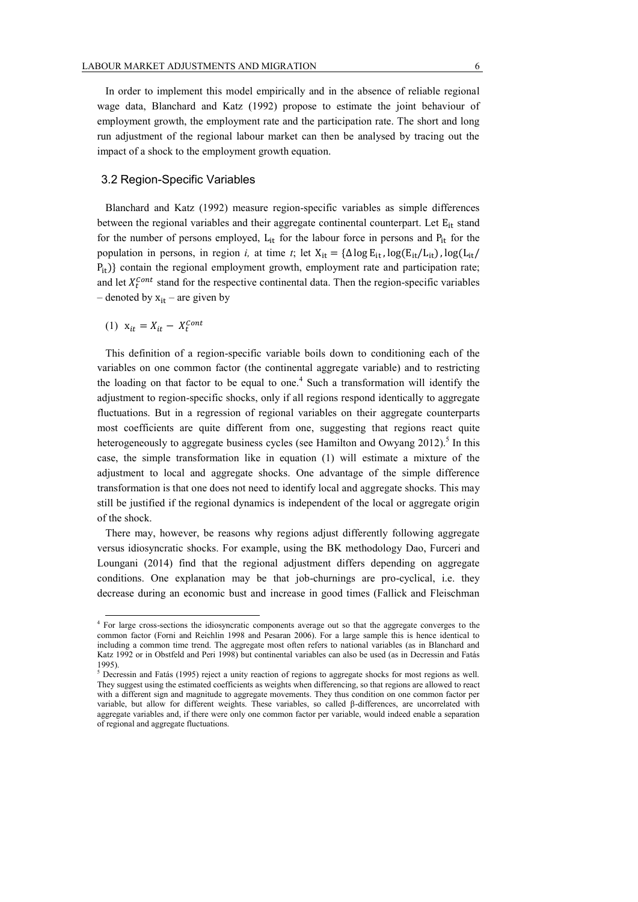In order to implement this model empirically and in the absence of reliable regional wage data, Blanchard and Katz (1992) propose to estimate the joint behaviour of employment growth, the employment rate and the participation rate. The short and long run adjustment of the regional labour market can then be analysed by tracing out the impact of a shock to the employment growth equation.

## 3.2 Region-Specific Variables

Blanchard and Katz (1992) measure region-specific variables as simple differences between the regional variables and their aggregate continental counterpart. Let $E_{it}$ stand for the number of persons employed, $L_{it}$ for the labour force in persons and $P_{it}$ for the population in persons, in region *i,* at time *t*; let $X_{it} = \{\Delta \log E_{it}, \log(E_{it}/L_{it}), \log(L_{it}/P_{it})\}$ contain the regional employment growth, employment rate and participation rate; and let $X_t^{Cont}$ stand for the respective continental data. Then the region-specific variables – denoted by $x_{it}$ – are given by

$$(1)\quad x_{it} = X_{it} - X_t^{Cont}$$

This definition of a region-specific variable boils down to conditioning each of the variables on one common factor (the continental aggregate variable) and to restricting the loading on that factor to be equal to one.[4] Such a transformation will identify the adjustment to region-specific shocks, only if all regions respond identically to aggregate fluctuations. But in a regression of regional variables on their aggregate counterparts most coefficients are quite different from one, suggesting that regions react quite heterogeneously to aggregate business cycles (see Hamilton and Owyang 2012).[5] In this case, the simple transformation like in equation (1) will estimate a mixture of the adjustment to local and aggregate shocks. One advantage of the simple difference transformation is that one does not need to identify local and aggregate shocks. This may still be justified if the regional dynamics is independent of the local or aggregate origin of the shock.

There may, however, be reasons why regions adjust differently following aggregate versus idiosyncratic shocks. For example, using the BK methodology Dao, Furceri and Loungani (2014) find that the regional adjustment differs depending on aggregate conditions. One explanation may be that job-churnings are pro-cyclical, i.e. they decrease during an economic bust and increase in good times (Fallick and Fleischman

[4] For large cross-sections the idiosyncratic components average out so that the aggregate converges to the common factor (Forni and Reichlin 1998 and Pesaran 2006). For a large sample this is hence identical to including a common time trend. The aggregate most often refers to national variables (as in Blanchard and Katz 1992 or in Obstfeld and Peri 1998) but continental variables can also be used (as in Decressin and Fatás 1995).

[5] Decressin and Fatás (1995) reject a unity reaction of regions to aggregate shocks for most regions as well. They suggest using the estimated coefficients as weights when differencing, so that regions are allowed to react with a different sign and magnitude to aggregate movements. They thus condition on one common factor per variable, but allow for different weights. These variables, so called β-differences, are uncorrelated with aggregate variables and, if there were only one common factor per variable, would indeed enable a separation of regional and aggregate fluctuations.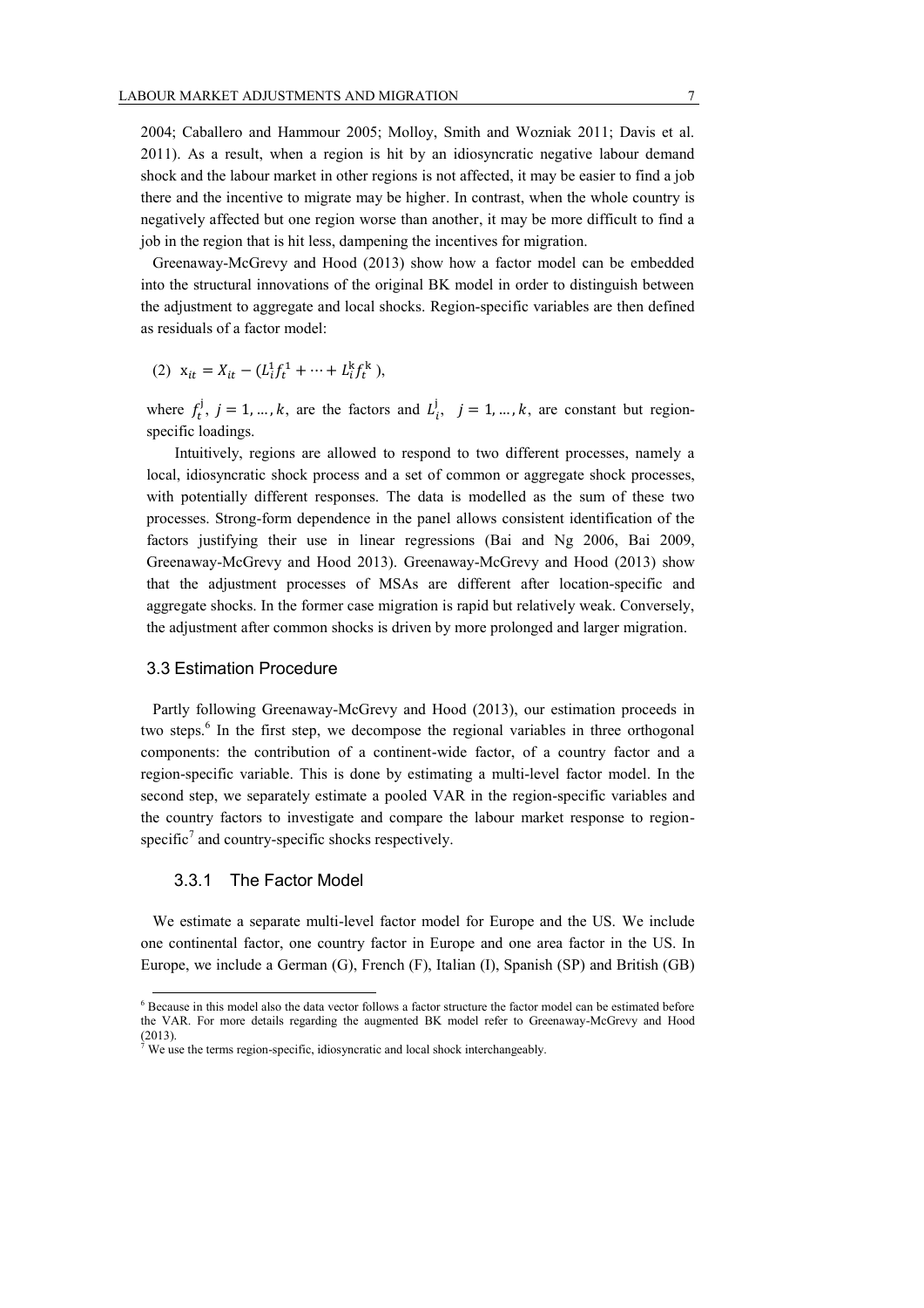2004; Caballero and Hammour 2005; Molloy, Smith and Wozniak 2011; Davis et al. 2011). As a result, when a region is hit by an idiosyncratic negative labour demand shock and the labour market in other regions is not affected, it may be easier to find a job there and the incentive to migrate may be higher. In contrast, when the whole country is negatively affected but one region worse than another, it may be more difficult to find a job in the region that is hit less, dampening the incentives for migration.

Greenaway-McGrevy and Hood (2013) show how a factor model can be embedded into the structural innovations of the original BK model in order to distinguish between the adjustment to aggregate and local shocks. Region-specific variables are then defined as residuals of a factor model:

$$(2)\quad x_{it} = X_{it} - (L_i^1 f_t^1 + \cdots + L_i^k f_t^k),$$

where $f_t^j$, $j = 1, \ldots, k$, are the factors and $L_i^j$, $j = 1, \ldots, k$, are constant but region-specific loadings.

Intuitively, regions are allowed to respond to two different processes, namely a local, idiosyncratic shock process and a set of common or aggregate shock processes, with potentially different responses. The data is modelled as the sum of these two processes. Strong-form dependence in the panel allows consistent identification of the factors justifying their use in linear regressions (Bai and Ng 2006, Bai 2009, Greenaway-McGrevy and Hood 2013). Greenaway-McGrevy and Hood (2013) show that the adjustment processes of MSAs are different after location-specific and aggregate shocks. In the former case migration is rapid but relatively weak. Conversely, the adjustment after common shocks is driven by more prolonged and larger migration.

### 3.3 Estimation Procedure

Partly following Greenaway-McGrevy and Hood (2013), our estimation proceeds in two steps.[6] In the first step, we decompose the regional variables in three orthogonal components: the contribution of a continent-wide factor, of a country factor and a region-specific variable. This is done by estimating a multi-level factor model. In the second step, we separately estimate a pooled VAR in the region-specific variables and the country factors to investigate and compare the labour market response to region-specific[7] and country-specific shocks respectively.

#### 3.3.1 The Factor Model

We estimate a separate multi-level factor model for Europe and the US. We include one continental factor, one country factor in Europe and one area factor in the US. In Europe, we include a German (G), French (F), Italian (I), Spanish (SP) and British (GB)

[6] Because in this model also the data vector follows a factor structure the factor model can be estimated before the VAR. For more details regarding the augmented BK model refer to Greenaway-McGrevy and Hood (2013).

[7] We use the terms region-specific, idiosyncratic and local shock interchangeably.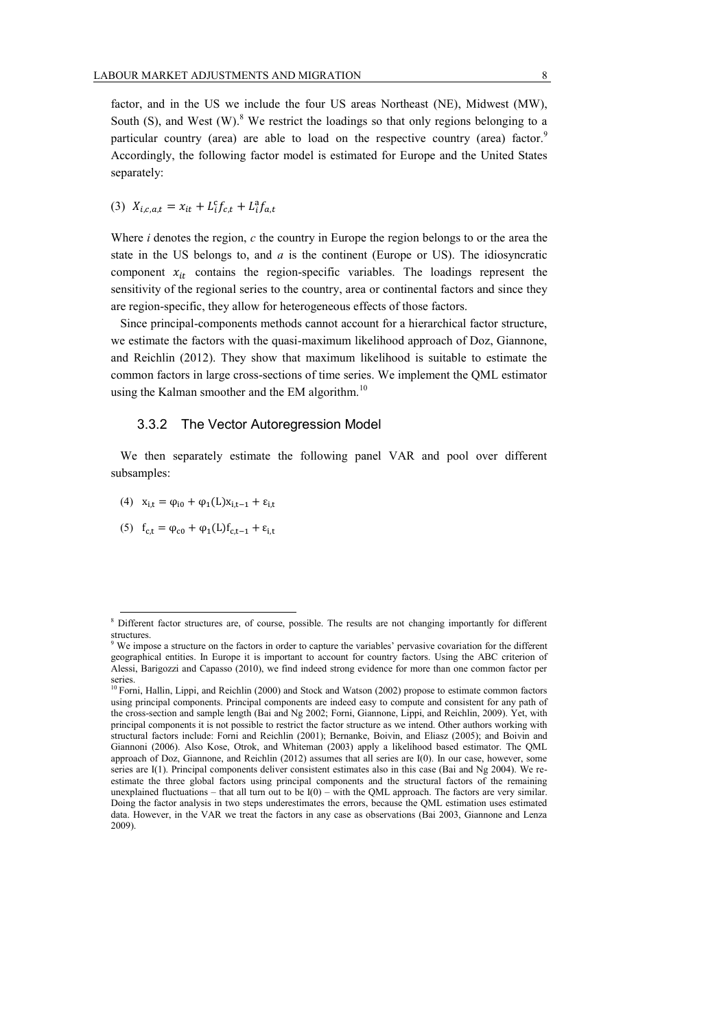factor, and in the US we include the four US areas Northeast (NE), Midwest (MW), South (S), and West (W).[8] We restrict the loadings so that only regions belonging to a particular country (area) are able to load on the respective country (area) factor.[9] Accordingly, the following factor model is estimated for Europe and the United States separately:

$$(3)\quad X_{i,c,a,t} = x_{it} + L_i^{c} f_{c,t} + L_i^{a} f_{a,t}$$

Where *i* denotes the region, *c* the country in Europe the region belongs to or the area the state in the US belongs to, and *a* is the continent (Europe or US). The idiosyncratic component $x_{it}$ contains the region-specific variables. The loadings represent the sensitivity of the regional series to the country, area or continental factors and since they are region-specific, they allow for heterogeneous effects of those factors.

Since principal-components methods cannot account for a hierarchical factor structure, we estimate the factors with the quasi-maximum likelihood approach of Doz, Giannone, and Reichlin (2012). They show that maximum likelihood is suitable to estimate the common factors in large cross-sections of time series. We implement the QML estimator using the Kalman smoother and the EM algorithm.[10]

### 3.3.2 The Vector Autoregression Model

We then separately estimate the following panel VAR and pool over different subsamples:

$$(4)\quad x_{i,t} = \varphi_{i0} + \varphi_1(L) x_{i,t-1} + \varepsilon_{i,t}$$

$$(5)\quad f_{c,t} = \varphi_{c0} + \varphi_1(L) f_{c,t-1} + \varepsilon_{i,t}$$

---

[8] Different factor structures are, of course, possible. The results are not changing importantly for different structures.

[9] We impose a structure on the factors in order to capture the variables' pervasive covariation for the different geographical entities. In Europe it is important to account for country factors. Using the ABC criterion of Alessi, Barigozzi and Capasso (2010), we find indeed strong evidence for more than one common factor per series.

[10] Forni, Hallin, Lippi, and Reichlin (2000) and Stock and Watson (2002) propose to estimate common factors using principal components. Principal components are indeed easy to compute and consistent for any path of the cross-section and sample length (Bai and Ng 2002; Forni, Giannone, Lippi, and Reichlin, 2009). Yet, with principal components it is not possible to restrict the factor structure as we intend. Other authors working with structural factors include: Forni and Reichlin (2001); Bernanke, Boivin, and Eliasz (2005); and Boivin and Giannoni (2006). Also Kose, Otrok, and Whiteman (2003) apply a likelihood based estimator. The QML approach of Doz, Giannone, and Reichlin (2012) assumes that all series are I(0). In our case, however, some series are I(1). Principal components deliver consistent estimates also in this case (Bai and Ng 2004). We re-estimate the three global factors using principal components and the structural factors of the remaining unexplained fluctuations – that all turn out to be I(0) – with the QML approach. The factors are very similar. Doing the factor analysis in two steps underestimates the errors, because the QML estimation uses estimated data. However, in the VAR we treat the factors in any case as observations (Bai 2003, Giannone and Lenza 2009).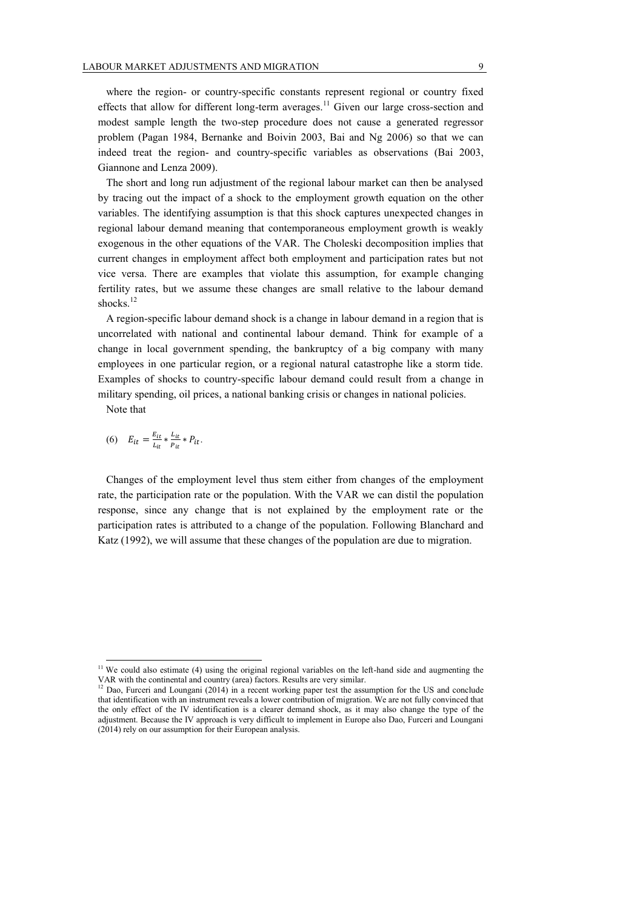where the region- or country-specific constants represent regional or country fixed effects that allow for different long-term averages.[11] Given our large cross-section and modest sample length the two-step procedure does not cause a generated regressor problem (Pagan 1984, Bernanke and Boivin 2003, Bai and Ng 2006) so that we can indeed treat the region- and country-specific variables as observations (Bai 2003, Giannone and Lenza 2009).

The short and long run adjustment of the regional labour market can then be analysed by tracing out the impact of a shock to the employment growth equation on the other variables. The identifying assumption is that this shock captures unexpected changes in regional labour demand meaning that contemporaneous employment growth is weakly exogenous in the other equations of the VAR. The Choleski decomposition implies that current changes in employment affect both employment and participation rates but not vice versa. There are examples that violate this assumption, for example changing fertility rates, but we assume these changes are small relative to the labour demand shocks.[12]

A region-specific labour demand shock is a change in labour demand in a region that is uncorrelated with national and continental labour demand. Think for example of a change in local government spending, the bankruptcy of a big company with many employees in one particular region, or a regional natural catastrophe like a storm tide. Examples of shocks to country-specific labour demand could result from a change in military spending, oil prices, a national banking crisis or changes in national policies.

Note that

$$(6) \quad E_{it} = \frac{E_{it}}{L_{it}} * \frac{L_{it}}{P_{it}} * P_{it}.$$

Changes of the employment level thus stem either from changes of the employment rate, the participation rate or the population. With the VAR we can distil the population response, since any change that is not explained by the employment rate or the participation rates is attributed to a change of the population. Following Blanchard and Katz (1992), we will assume that these changes of the population are due to migration.

[11] We could also estimate (4) using the original regional variables on the left-hand side and augmenting the VAR with the continental and country (area) factors. Results are very similar.

[12] Dao, Furceri and Loungani (2014) in a recent working paper test the assumption for the US and conclude that identification with an instrument reveals a lower contribution of migration. We are not fully convinced that the only effect of the IV identification is a clearer demand shock, as it may also change the type of the adjustment. Because the IV approach is very difficult to implement in Europe also Dao, Furceri and Loungani (2014) rely on our assumption for their European analysis.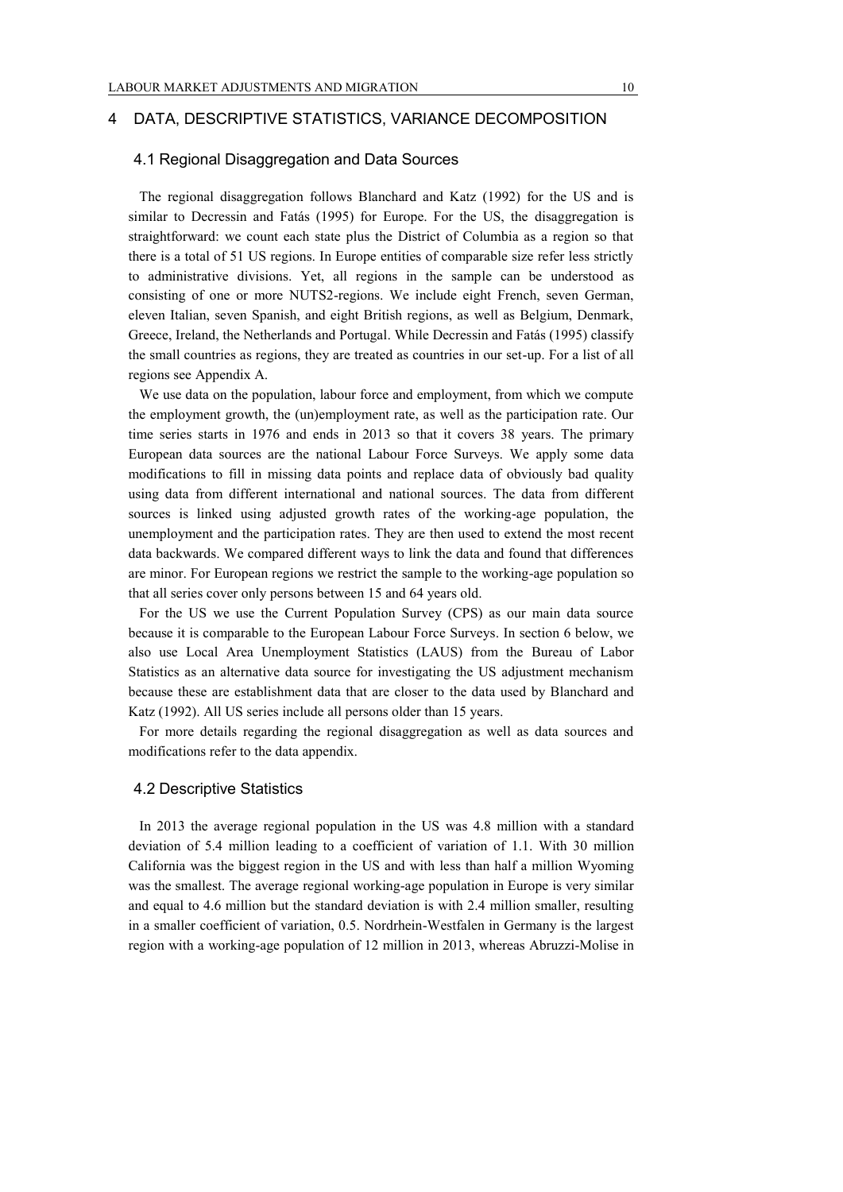## 4 DATA, DESCRIPTIVE STATISTICS, VARIANCE DECOMPOSITION

### 4.1 Regional Disaggregation and Data Sources

The regional disaggregation follows Blanchard and Katz (1992) for the US and is similar to Decressin and Fatás (1995) for Europe. For the US, the disaggregation is straightforward: we count each state plus the District of Columbia as a region so that there is a total of 51 US regions. In Europe entities of comparable size refer less strictly to administrative divisions. Yet, all regions in the sample can be understood as consisting of one or more NUTS2-regions. We include eight French, seven German, eleven Italian, seven Spanish, and eight British regions, as well as Belgium, Denmark, Greece, Ireland, the Netherlands and Portugal. While Decressin and Fatás (1995) classify the small countries as regions, they are treated as countries in our set-up. For a list of all regions see Appendix A.

We use data on the population, labour force and employment, from which we compute the employment growth, the (un)employment rate, as well as the participation rate. Our time series starts in 1976 and ends in 2013 so that it covers 38 years. The primary European data sources are the national Labour Force Surveys. We apply some data modifications to fill in missing data points and replace data of obviously bad quality using data from different international and national sources. The data from different sources is linked using adjusted growth rates of the working-age population, the unemployment and the participation rates. They are then used to extend the most recent data backwards. We compared different ways to link the data and found that differences are minor. For European regions we restrict the sample to the working-age population so that all series cover only persons between 15 and 64 years old.

For the US we use the Current Population Survey (CPS) as our main data source because it is comparable to the European Labour Force Surveys. In section 6 below, we also use Local Area Unemployment Statistics (LAUS) from the Bureau of Labor Statistics as an alternative data source for investigating the US adjustment mechanism because these are establishment data that are closer to the data used by Blanchard and Katz (1992). All US series include all persons older than 15 years.

For more details regarding the regional disaggregation as well as data sources and modifications refer to the data appendix.

### 4.2 Descriptive Statistics

In 2013 the average regional population in the US was 4.8 million with a standard deviation of 5.4 million leading to a coefficient of variation of 1.1. With 30 million California was the biggest region in the US and with less than half a million Wyoming was the smallest. The average regional working-age population in Europe is very similar and equal to 4.6 million but the standard deviation is with 2.4 million smaller, resulting in a smaller coefficient of variation, 0.5. Nordrhein-Westfalen in Germany is the largest region with a working-age population of 12 million in 2013, whereas Abruzzi-Molise in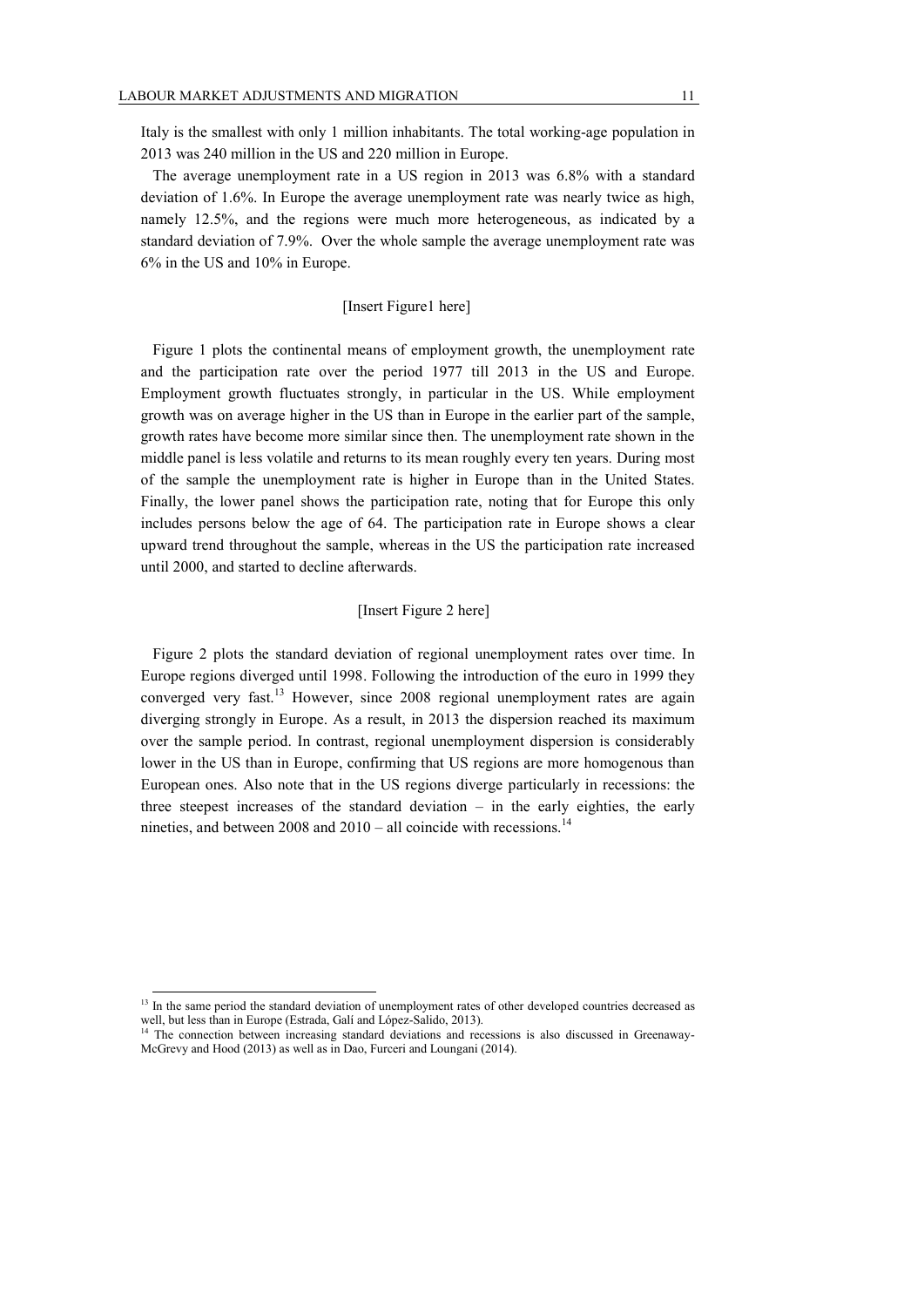Italy is the smallest with only 1 million inhabitants. The total working-age population in 2013 was 240 million in the US and 220 million in Europe.

The average unemployment rate in a US region in 2013 was 6.8% with a standard deviation of 1.6%. In Europe the average unemployment rate was nearly twice as high, namely 12.5%, and the regions were much more heterogeneous, as indicated by a standard deviation of 7.9%. Over the whole sample the average unemployment rate was 6% in the US and 10% in Europe.

[Insert Figure1 here]

Figure 1 plots the continental means of employment growth, the unemployment rate and the participation rate over the period 1977 till 2013 in the US and Europe. Employment growth fluctuates strongly, in particular in the US. While employment growth was on average higher in the US than in Europe in the earlier part of the sample, growth rates have become more similar since then. The unemployment rate shown in the middle panel is less volatile and returns to its mean roughly every ten years. During most of the sample the unemployment rate is higher in Europe than in the United States. Finally, the lower panel shows the participation rate, noting that for Europe this only includes persons below the age of 64. The participation rate in Europe shows a clear upward trend throughout the sample, whereas in the US the participation rate increased until 2000, and started to decline afterwards.

[Insert Figure 2 here]

Figure 2 plots the standard deviation of regional unemployment rates over time. In Europe regions diverged until 1998. Following the introduction of the euro in 1999 they converged very fast.[13] However, since 2008 regional unemployment rates are again diverging strongly in Europe. As a result, in 2013 the dispersion reached its maximum over the sample period. In contrast, regional unemployment dispersion is considerably lower in the US than in Europe, confirming that US regions are more homogenous than European ones. Also note that in the US regions diverge particularly in recessions: the three steepest increases of the standard deviation – in the early eighties, the early nineties, and between 2008 and 2010 – all coincide with recessions.[14]

---

[13] In the same period the standard deviation of unemployment rates of other developed countries decreased as well, but less than in Europe (Estrada, Galí and López-Salido, 2013).

[14] The connection between increasing standard deviations and recessions is also discussed in Greenaway-McGrevy and Hood (2013) as well as in Dao, Furceri and Loungani (2014).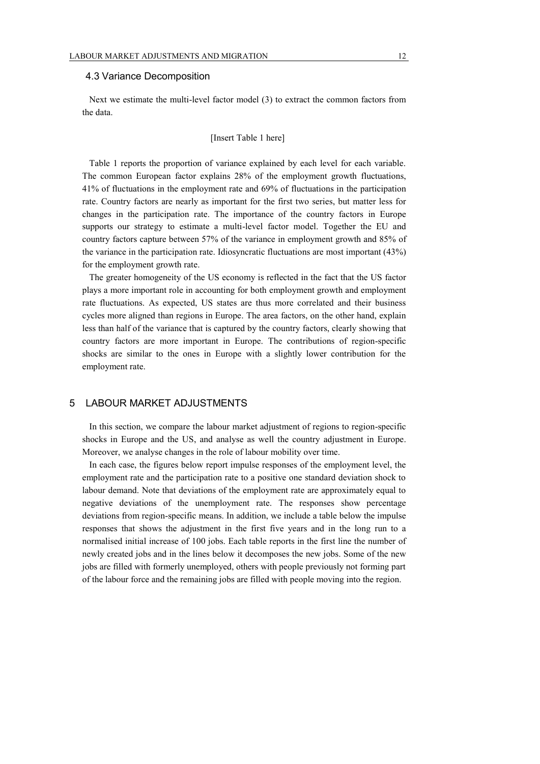### 4.3 Variance Decomposition

Next we estimate the multi-level factor model (3) to extract the common factors from the data.

[Insert Table 1 here]

Table 1 reports the proportion of variance explained by each level for each variable. The common European factor explains 28% of the employment growth fluctuations, 41% of fluctuations in the employment rate and 69% of fluctuations in the participation rate. Country factors are nearly as important for the first two series, but matter less for changes in the participation rate. The importance of the country factors in Europe supports our strategy to estimate a multi-level factor model. Together the EU and country factors capture between 57% of the variance in employment growth and 85% of the variance in the participation rate. Idiosyncratic fluctuations are most important (43%) for the employment growth rate.

The greater homogeneity of the US economy is reflected in the fact that the US factor plays a more important role in accounting for both employment growth and employment rate fluctuations. As expected, US states are thus more correlated and their business cycles more aligned than regions in Europe. The area factors, on the other hand, explain less than half of the variance that is captured by the country factors, clearly showing that country factors are more important in Europe. The contributions of region-specific shocks are similar to the ones in Europe with a slightly lower contribution for the employment rate.

## 5 LABOUR MARKET ADJUSTMENTS

In this section, we compare the labour market adjustment of regions to region-specific shocks in Europe and the US, and analyse as well the country adjustment in Europe. Moreover, we analyse changes in the role of labour mobility over time.

In each case, the figures below report impulse responses of the employment level, the employment rate and the participation rate to a positive one standard deviation shock to labour demand. Note that deviations of the employment rate are approximately equal to negative deviations of the unemployment rate. The responses show percentage deviations from region-specific means. In addition, we include a table below the impulse responses that shows the adjustment in the first five years and in the long run to a normalised initial increase of 100 jobs. Each table reports in the first line the number of newly created jobs and in the lines below it decomposes the new jobs. Some of the new jobs are filled with formerly unemployed, others with people previously not forming part of the labour force and the remaining jobs are filled with people moving into the region.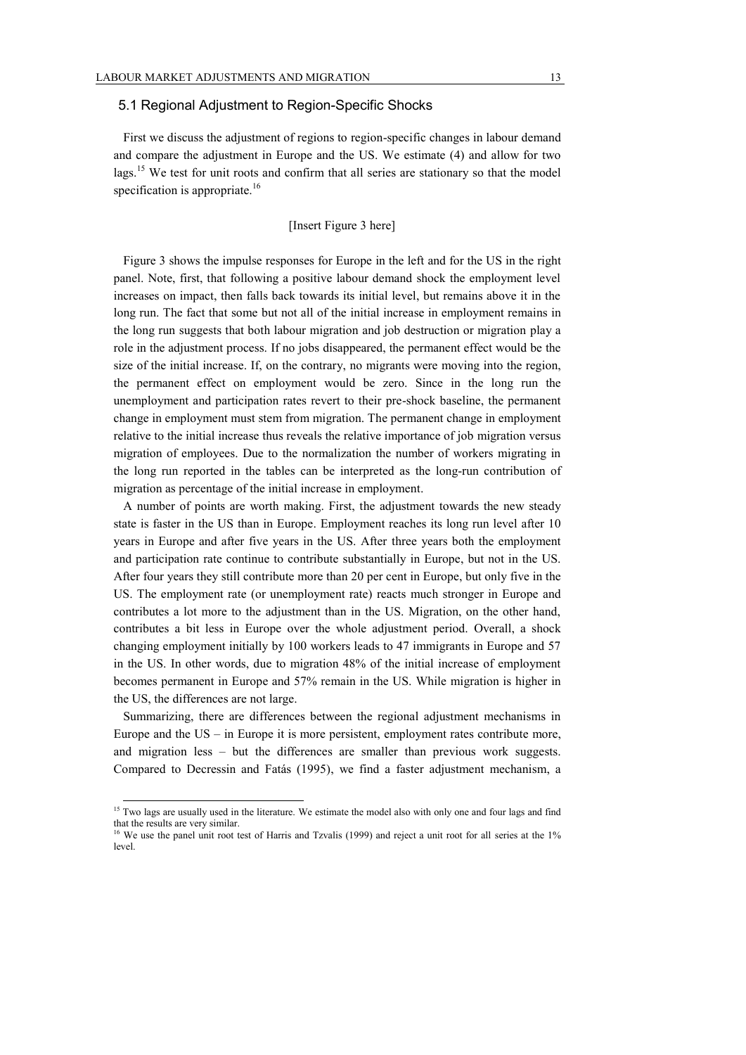## 5.1 Regional Adjustment to Region-Specific Shocks

First we discuss the adjustment of regions to region-specific changes in labour demand and compare the adjustment in Europe and the US. We estimate (4) and allow for two lags.[15] We test for unit roots and confirm that all series are stationary so that the model specification is appropriate.[16]

[Insert Figure 3 here]

Figure 3 shows the impulse responses for Europe in the left and for the US in the right panel. Note, first, that following a positive labour demand shock the employment level increases on impact, then falls back towards its initial level, but remains above it in the long run. The fact that some but not all of the initial increase in employment remains in the long run suggests that both labour migration and job destruction or migration play a role in the adjustment process. If no jobs disappeared, the permanent effect would be the size of the initial increase. If, on the contrary, no migrants were moving into the region, the permanent effect on employment would be zero. Since in the long run the unemployment and participation rates revert to their pre-shock baseline, the permanent change in employment must stem from migration. The permanent change in employment relative to the initial increase thus reveals the relative importance of job migration versus migration of employees. Due to the normalization the number of workers migrating in the long run reported in the tables can be interpreted as the long-run contribution of migration as percentage of the initial increase in employment.

A number of points are worth making. First, the adjustment towards the new steady state is faster in the US than in Europe. Employment reaches its long run level after 10 years in Europe and after five years in the US. After three years both the employment and participation rate continue to contribute substantially in Europe, but not in the US. After four years they still contribute more than 20 per cent in Europe, but only five in the US. The employment rate (or unemployment rate) reacts much stronger in Europe and contributes a lot more to the adjustment than in the US. Migration, on the other hand, contributes a bit less in Europe over the whole adjustment period. Overall, a shock changing employment initially by 100 workers leads to 47 immigrants in Europe and 57 in the US. In other words, due to migration 48% of the initial increase of employment becomes permanent in Europe and 57% remain in the US. While migration is higher in the US, the differences are not large.

Summarizing, there are differences between the regional adjustment mechanisms in Europe and the US – in Europe it is more persistent, employment rates contribute more, and migration less – but the differences are smaller than previous work suggests. Compared to Decressin and Fatás (1995), we find a faster adjustment mechanism, a

[15] Two lags are usually used in the literature. We estimate the model also with only one and four lags and find that the results are very similar.

[16] We use the panel unit root test of Harris and Tzvalis (1999) and reject a unit root for all series at the 1% level.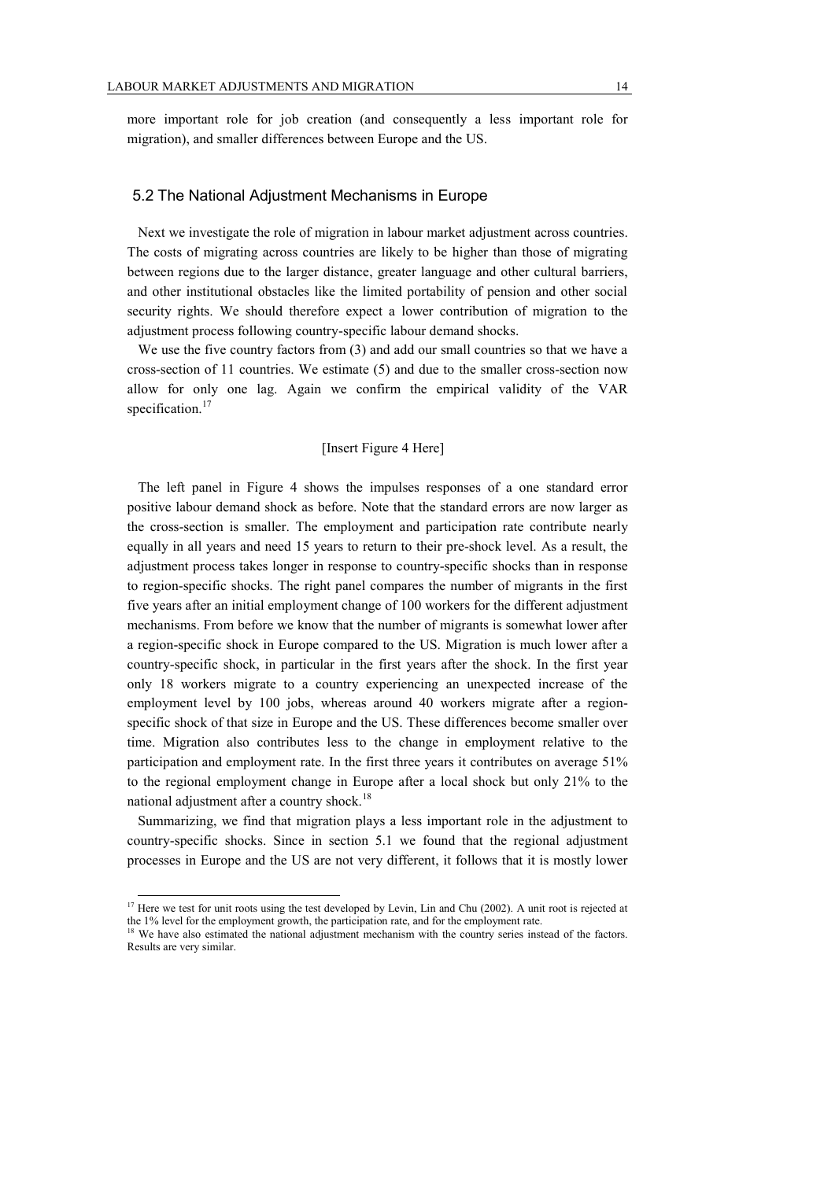more important role for job creation (and consequently a less important role for migration), and smaller differences between Europe and the US.

## 5.2 The National Adjustment Mechanisms in Europe

Next we investigate the role of migration in labour market adjustment across countries. The costs of migrating across countries are likely to be higher than those of migrating between regions due to the larger distance, greater language and other cultural barriers, and other institutional obstacles like the limited portability of pension and other social security rights. We should therefore expect a lower contribution of migration to the adjustment process following country-specific labour demand shocks.

We use the five country factors from (3) and add our small countries so that we have a cross-section of 11 countries. We estimate (5) and due to the smaller cross-section now allow for only one lag. Again we confirm the empirical validity of the VAR specification.[17]

[Insert Figure 4 Here]

The left panel in Figure 4 shows the impulses responses of a one standard error positive labour demand shock as before. Note that the standard errors are now larger as the cross-section is smaller. The employment and participation rate contribute nearly equally in all years and need 15 years to return to their pre-shock level. As a result, the adjustment process takes longer in response to country-specific shocks than in response to region-specific shocks. The right panel compares the number of migrants in the first five years after an initial employment change of 100 workers for the different adjustment mechanisms. From before we know that the number of migrants is somewhat lower after a region-specific shock in Europe compared to the US. Migration is much lower after a country-specific shock, in particular in the first years after the shock. In the first year only 18 workers migrate to a country experiencing an unexpected increase of the employment level by 100 jobs, whereas around 40 workers migrate after a region-specific shock of that size in Europe and the US. These differences become smaller over time. Migration also contributes less to the change in employment relative to the participation and employment rate. In the first three years it contributes on average 51% to the regional employment change in Europe after a local shock but only 21% to the national adjustment after a country shock.[18]

Summarizing, we find that migration plays a less important role in the adjustment to country-specific shocks. Since in section 5.1 we found that the regional adjustment processes in Europe and the US are not very different, it follows that it is mostly lower

[17] Here we test for unit roots using the test developed by Levin, Lin and Chu (2002). A unit root is rejected at the 1% level for the employment growth, the participation rate, and for the employment rate.

[18] We have also estimated the national adjustment mechanism with the country series instead of the factors. Results are very similar.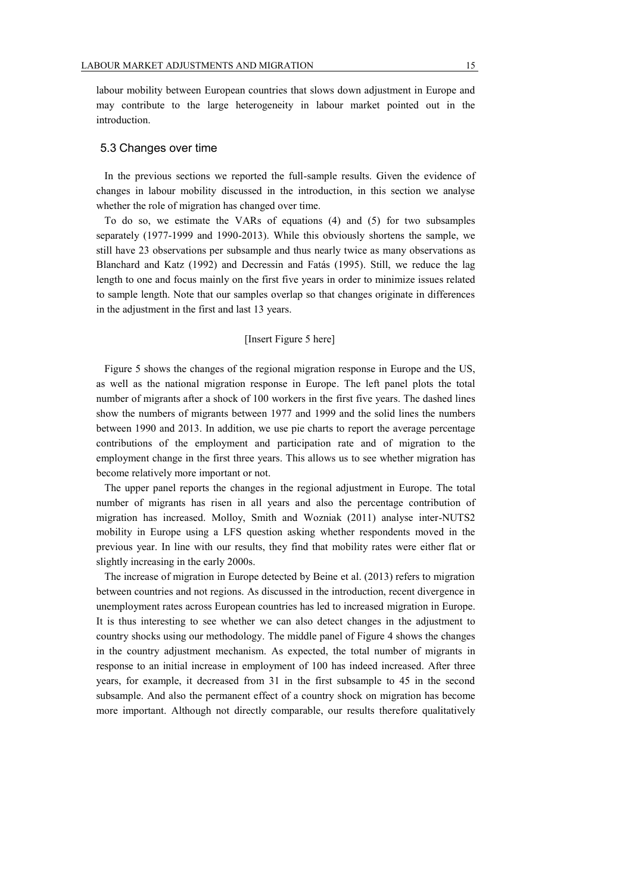labour mobility between European countries that slows down adjustment in Europe and may contribute to the large heterogeneity in labour market pointed out in the introduction.

### 5.3 Changes over time

In the previous sections we reported the full-sample results. Given the evidence of changes in labour mobility discussed in the introduction, in this section we analyse whether the role of migration has changed over time.

To do so, we estimate the VARs of equations (4) and (5) for two subsamples separately (1977-1999 and 1990-2013). While this obviously shortens the sample, we still have 23 observations per subsample and thus nearly twice as many observations as Blanchard and Katz (1992) and Decressin and Fatás (1995). Still, we reduce the lag length to one and focus mainly on the first five years in order to minimize issues related to sample length. Note that our samples overlap so that changes originate in differences in the adjustment in the first and last 13 years.

[Insert Figure 5 here]

Figure 5 shows the changes of the regional migration response in Europe and the US, as well as the national migration response in Europe. The left panel plots the total number of migrants after a shock of 100 workers in the first five years. The dashed lines show the numbers of migrants between 1977 and 1999 and the solid lines the numbers between 1990 and 2013. In addition, we use pie charts to report the average percentage contributions of the employment and participation rate and of migration to the employment change in the first three years. This allows us to see whether migration has become relatively more important or not.

The upper panel reports the changes in the regional adjustment in Europe. The total number of migrants has risen in all years and also the percentage contribution of migration has increased. Molloy, Smith and Wozniak (2011) analyse inter-NUTS2 mobility in Europe using a LFS question asking whether respondents moved in the previous year. In line with our results, they find that mobility rates were either flat or slightly increasing in the early 2000s.

The increase of migration in Europe detected by Beine et al. (2013) refers to migration between countries and not regions. As discussed in the introduction, recent divergence in unemployment rates across European countries has led to increased migration in Europe. It is thus interesting to see whether we can also detect changes in the adjustment to country shocks using our methodology. The middle panel of Figure 4 shows the changes in the country adjustment mechanism. As expected, the total number of migrants in response to an initial increase in employment of 100 has indeed increased. After three years, for example, it decreased from 31 in the first subsample to 45 in the second subsample. And also the permanent effect of a country shock on migration has become more important. Although not directly comparable, our results therefore qualitatively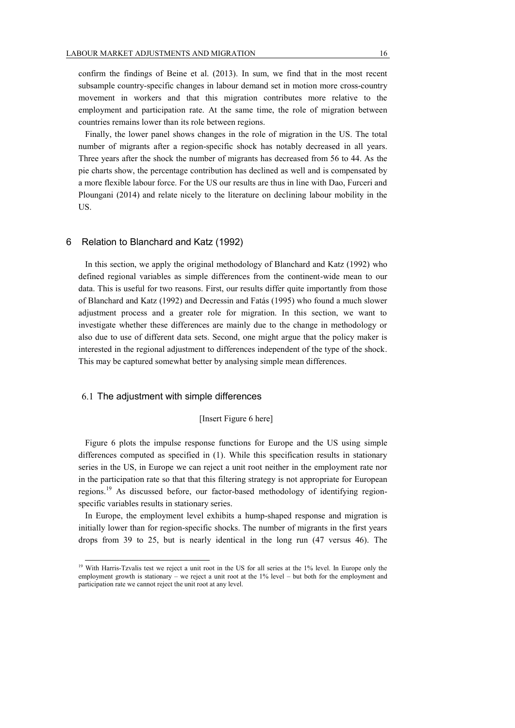confirm the findings of Beine et al. (2013). In sum, we find that in the most recent subsample country-specific changes in labour demand set in motion more cross-country movement in workers and that this migration contributes more relative to the employment and participation rate. At the same time, the role of migration between countries remains lower than its role between regions.

Finally, the lower panel shows changes in the role of migration in the US. The total number of migrants after a region-specific shock has notably decreased in all years. Three years after the shock the number of migrants has decreased from 56 to 44. As the pie charts show, the percentage contribution has declined as well and is compensated by a more flexible labour force. For the US our results are thus in line with Dao, Furceri and Ploungani (2014) and relate nicely to the literature on declining labour mobility in the US.

## 6 Relation to Blanchard and Katz (1992)

In this section, we apply the original methodology of Blanchard and Katz (1992) who defined regional variables as simple differences from the continent-wide mean to our data. This is useful for two reasons. First, our results differ quite importantly from those of Blanchard and Katz (1992) and Decressin and Fatás (1995) who found a much slower adjustment process and a greater role for migration. In this section, we want to investigate whether these differences are mainly due to the change in methodology or also due to use of different data sets. Second, one might argue that the policy maker is interested in the regional adjustment to differences independent of the type of the shock. This may be captured somewhat better by analysing simple mean differences.

### 6.1 The adjustment with simple differences

[Insert Figure 6 here]

Figure 6 plots the impulse response functions for Europe and the US using simple differences computed as specified in (1). While this specification results in stationary series in the US, in Europe we can reject a unit root neither in the employment rate nor in the participation rate so that that this filtering strategy is not appropriate for European regions.[19] As discussed before, our factor-based methodology of identifying region-specific variables results in stationary series.

In Europe, the employment level exhibits a hump-shaped response and migration is initially lower than for region-specific shocks. The number of migrants in the first years drops from 39 to 25, but is nearly identical in the long run (47 versus 46). The

[19] With Harris-Tzvalis test we reject a unit root in the US for all series at the 1% level. In Europe only the employment growth is stationary – we reject a unit root at the 1% level – but both for the employment and participation rate we cannot reject the unit root at any level.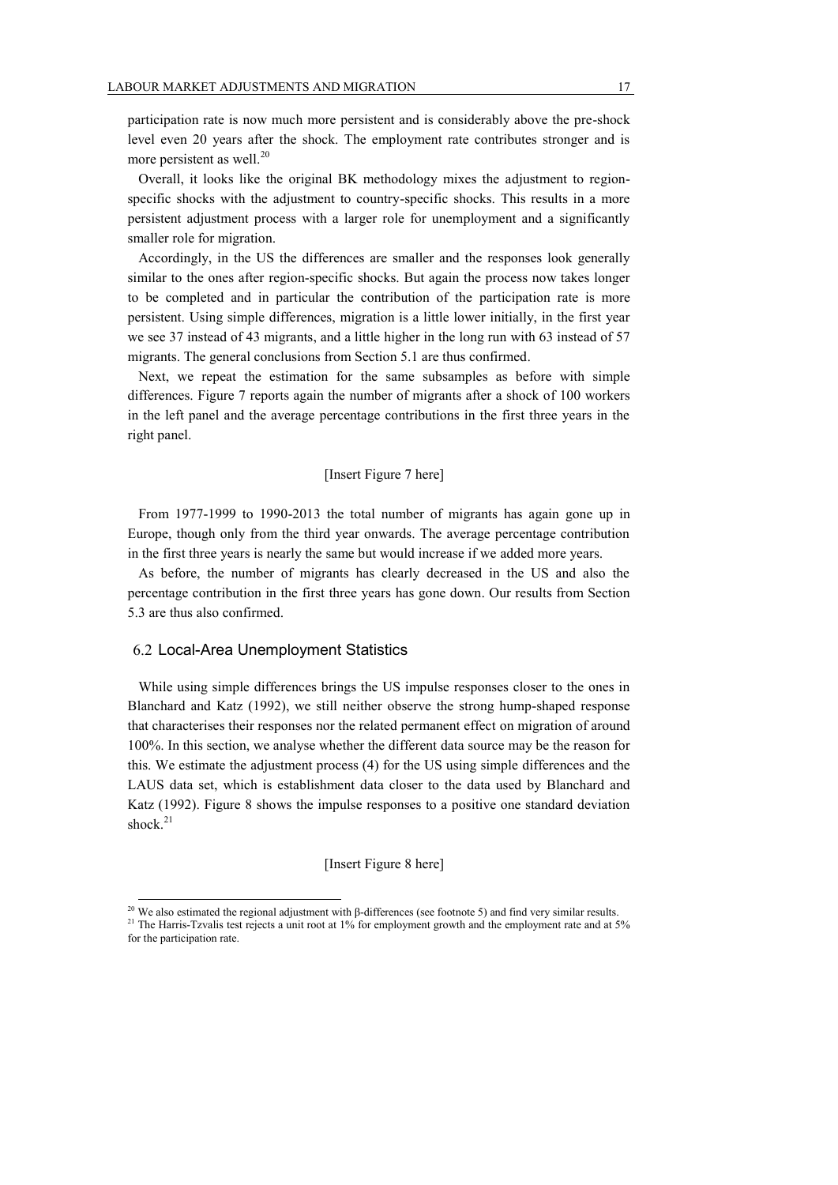participation rate is now much more persistent and is considerably above the pre-shock level even 20 years after the shock. The employment rate contributes stronger and is more persistent as well.[20]

Overall, it looks like the original BK methodology mixes the adjustment to region-specific shocks with the adjustment to country-specific shocks. This results in a more persistent adjustment process with a larger role for unemployment and a significantly smaller role for migration.

Accordingly, in the US the differences are smaller and the responses look generally similar to the ones after region-specific shocks. But again the process now takes longer to be completed and in particular the contribution of the participation rate is more persistent. Using simple differences, migration is a little lower initially, in the first year we see 37 instead of 43 migrants, and a little higher in the long run with 63 instead of 57 migrants. The general conclusions from Section 5.1 are thus confirmed.

Next, we repeat the estimation for the same subsamples as before with simple differences. Figure 7 reports again the number of migrants after a shock of 100 workers in the left panel and the average percentage contributions in the first three years in the right panel.

[Insert Figure 7 here]

From 1977-1999 to 1990-2013 the total number of migrants has again gone up in Europe, though only from the third year onwards. The average percentage contribution in the first three years is nearly the same but would increase if we added more years.

As before, the number of migrants has clearly decreased in the US and also the percentage contribution in the first three years has gone down. Our results from Section 5.3 are thus also confirmed.

## 6.2 Local-Area Unemployment Statistics

While using simple differences brings the US impulse responses closer to the ones in Blanchard and Katz (1992), we still neither observe the strong hump-shaped response that characterises their responses nor the related permanent effect on migration of around 100%. In this section, we analyse whether the different data source may be the reason for this. We estimate the adjustment process (4) for the US using simple differences and the LAUS data set, which is establishment data closer to the data used by Blanchard and Katz (1992). Figure 8 shows the impulse responses to a positive one standard deviation shock.[21]

[Insert Figure 8 here]

---

[20] We also estimated the regional adjustment with β-differences (see footnote 5) and find very similar results.

[21] The Harris-Tzvalis test rejects a unit root at 1% for employment growth and the employment rate and at 5% for the participation rate.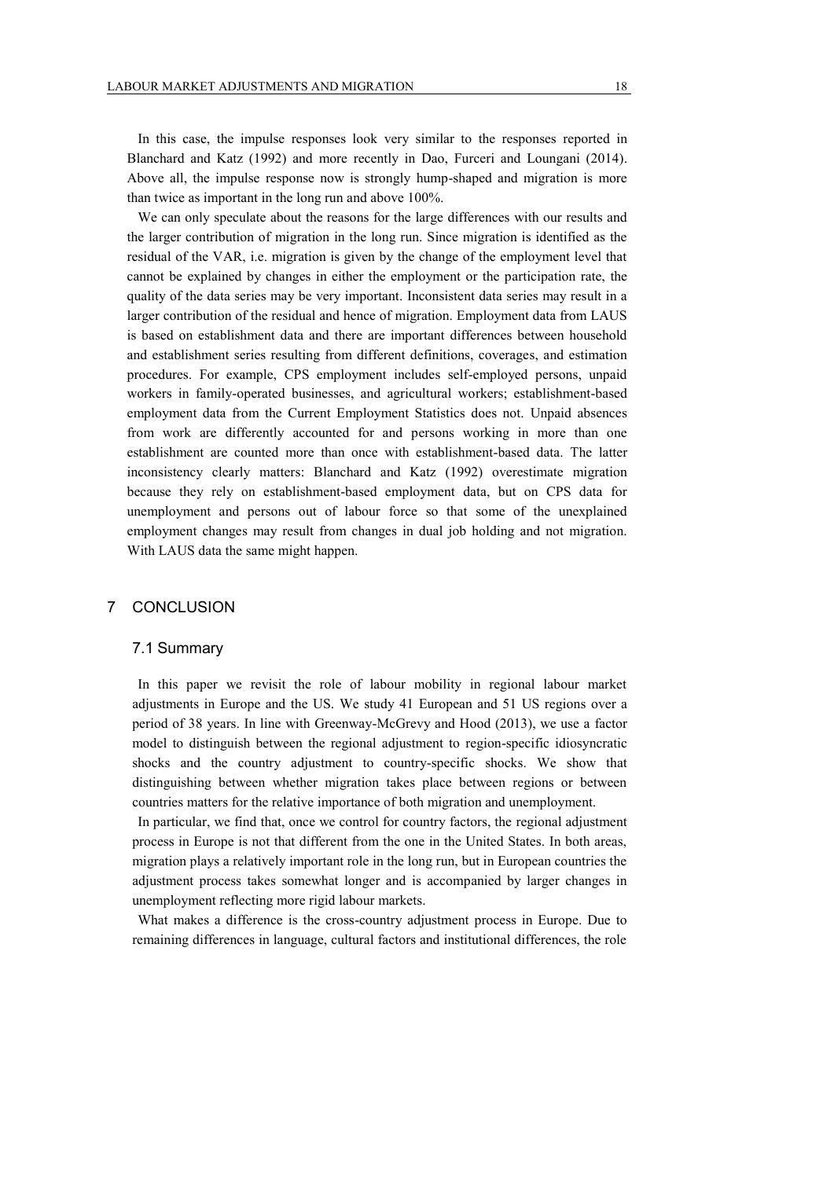In this case, the impulse responses look very similar to the responses reported in Blanchard and Katz (1992) and more recently in Dao, Furceri and Loungani (2014). Above all, the impulse response now is strongly hump-shaped and migration is more than twice as important in the long run and above 100%.

We can only speculate about the reasons for the large differences with our results and the larger contribution of migration in the long run. Since migration is identified as the residual of the VAR, i.e. migration is given by the change of the employment level that cannot be explained by changes in either the employment or the participation rate, the quality of the data series may be very important. Inconsistent data series may result in a larger contribution of the residual and hence of migration. Employment data from LAUS is based on establishment data and there are important differences between household and establishment series resulting from different definitions, coverages, and estimation procedures. For example, CPS employment includes self-employed persons, unpaid workers in family-operated businesses, and agricultural workers; establishment-based employment data from the Current Employment Statistics does not. Unpaid absences from work are differently accounted for and persons working in more than one establishment are counted more than once with establishment-based data. The latter inconsistency clearly matters: Blanchard and Katz (1992) overestimate migration because they rely on establishment-based employment data, but on CPS data for unemployment and persons out of labour force so that some of the unexplained employment changes may result from changes in dual job holding and not migration. With LAUS data the same might happen.

# 7 CONCLUSION

## 7.1 Summary

In this paper we revisit the role of labour mobility in regional labour market adjustments in Europe and the US. We study 41 European and 51 US regions over a period of 38 years. In line with Greenway-McGrevy and Hood (2013), we use a factor model to distinguish between the regional adjustment to region-specific idiosyncratic shocks and the country adjustment to country-specific shocks. We show that distinguishing between whether migration takes place between regions or between countries matters for the relative importance of both migration and unemployment.

In particular, we find that, once we control for country factors, the regional adjustment process in Europe is not that different from the one in the United States. In both areas, migration plays a relatively important role in the long run, but in European countries the adjustment process takes somewhat longer and is accompanied by larger changes in unemployment reflecting more rigid labour markets.

What makes a difference is the cross-country adjustment process in Europe. Due to remaining differences in language, cultural factors and institutional differences, the role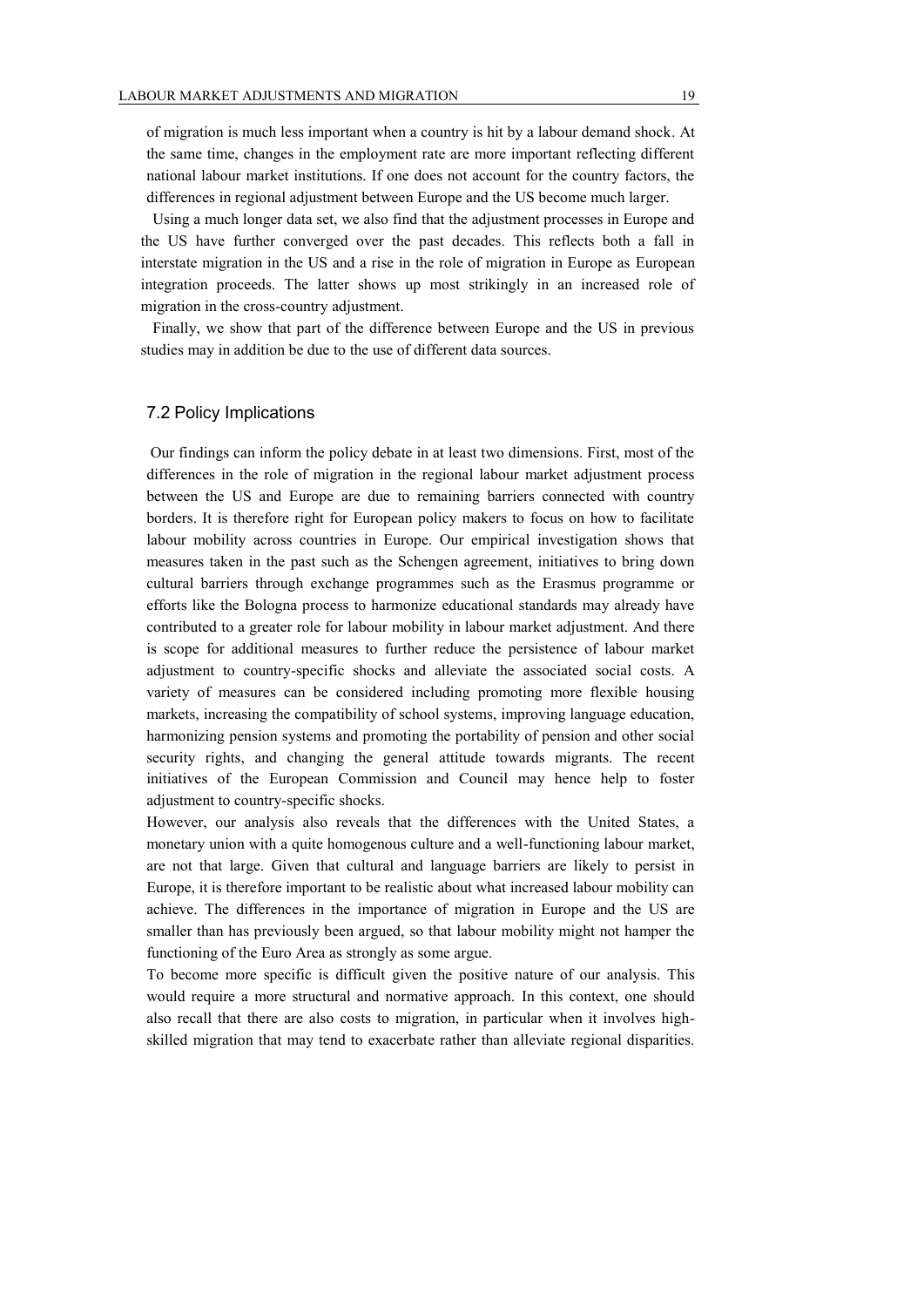of migration is much less important when a country is hit by a labour demand shock. At the same time, changes in the employment rate are more important reflecting different national labour market institutions. If one does not account for the country factors, the differences in regional adjustment between Europe and the US become much larger.

Using a much longer data set, we also find that the adjustment processes in Europe and the US have further converged over the past decades. This reflects both a fall in interstate migration in the US and a rise in the role of migration in Europe as European integration proceeds. The latter shows up most strikingly in an increased role of migration in the cross-country adjustment.

Finally, we show that part of the difference between Europe and the US in previous studies may in addition be due to the use of different data sources.

## 7.2 Policy Implications

Our findings can inform the policy debate in at least two dimensions. First, most of the differences in the role of migration in the regional labour market adjustment process between the US and Europe are due to remaining barriers connected with country borders. It is therefore right for European policy makers to focus on how to facilitate labour mobility across countries in Europe. Our empirical investigation shows that measures taken in the past such as the Schengen agreement, initiatives to bring down cultural barriers through exchange programmes such as the Erasmus programme or efforts like the Bologna process to harmonize educational standards may already have contributed to a greater role for labour mobility in labour market adjustment. And there is scope for additional measures to further reduce the persistence of labour market adjustment to country-specific shocks and alleviate the associated social costs. A variety of measures can be considered including promoting more flexible housing markets, increasing the compatibility of school systems, improving language education, harmonizing pension systems and promoting the portability of pension and other social security rights, and changing the general attitude towards migrants. The recent initiatives of the European Commission and Council may hence help to foster adjustment to country-specific shocks.

However, our analysis also reveals that the differences with the United States, a monetary union with a quite homogenous culture and a well-functioning labour market, are not that large. Given that cultural and language barriers are likely to persist in Europe, it is therefore important to be realistic about what increased labour mobility can achieve. The differences in the importance of migration in Europe and the US are smaller than has previously been argued, so that labour mobility might not hamper the functioning of the Euro Area as strongly as some argue.

To become more specific is difficult given the positive nature of our analysis. This would require a more structural and normative approach. In this context, one should also recall that there are also costs to migration, in particular when it involves high-skilled migration that may tend to exacerbate rather than alleviate regional disparities.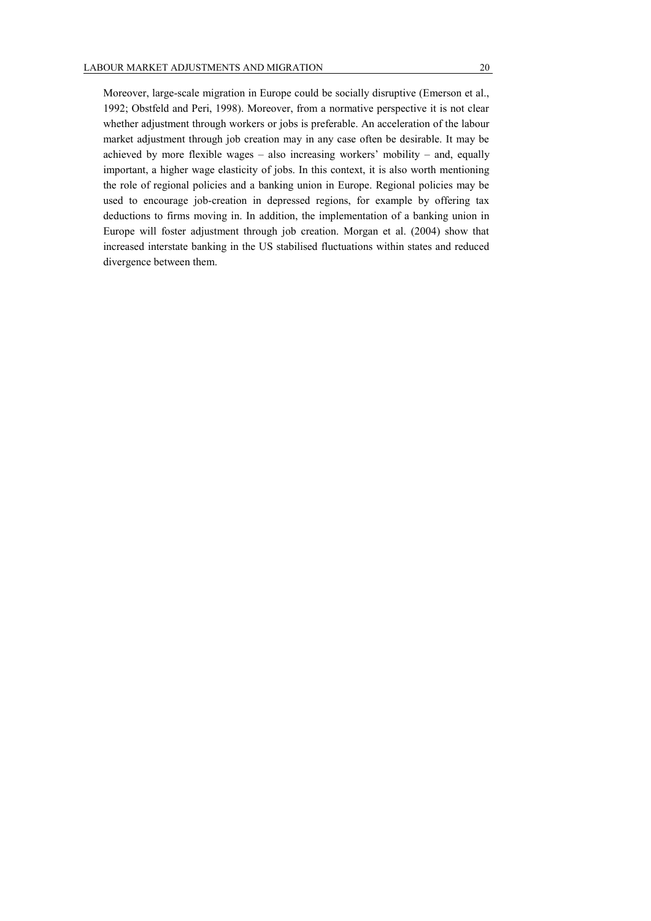Moreover, large-scale migration in Europe could be socially disruptive (Emerson et al., 1992; Obstfeld and Peri, 1998). Moreover, from a normative perspective it is not clear whether adjustment through workers or jobs is preferable. An acceleration of the labour market adjustment through job creation may in any case often be desirable. It may be achieved by more flexible wages – also increasing workers' mobility – and, equally important, a higher wage elasticity of jobs. In this context, it is also worth mentioning the role of regional policies and a banking union in Europe. Regional policies may be used to encourage job-creation in depressed regions, for example by offering tax deductions to firms moving in. In addition, the implementation of a banking union in Europe will foster adjustment through job creation. Morgan et al. (2004) show that increased interstate banking in the US stabilised fluctuations within states and reduced divergence between them.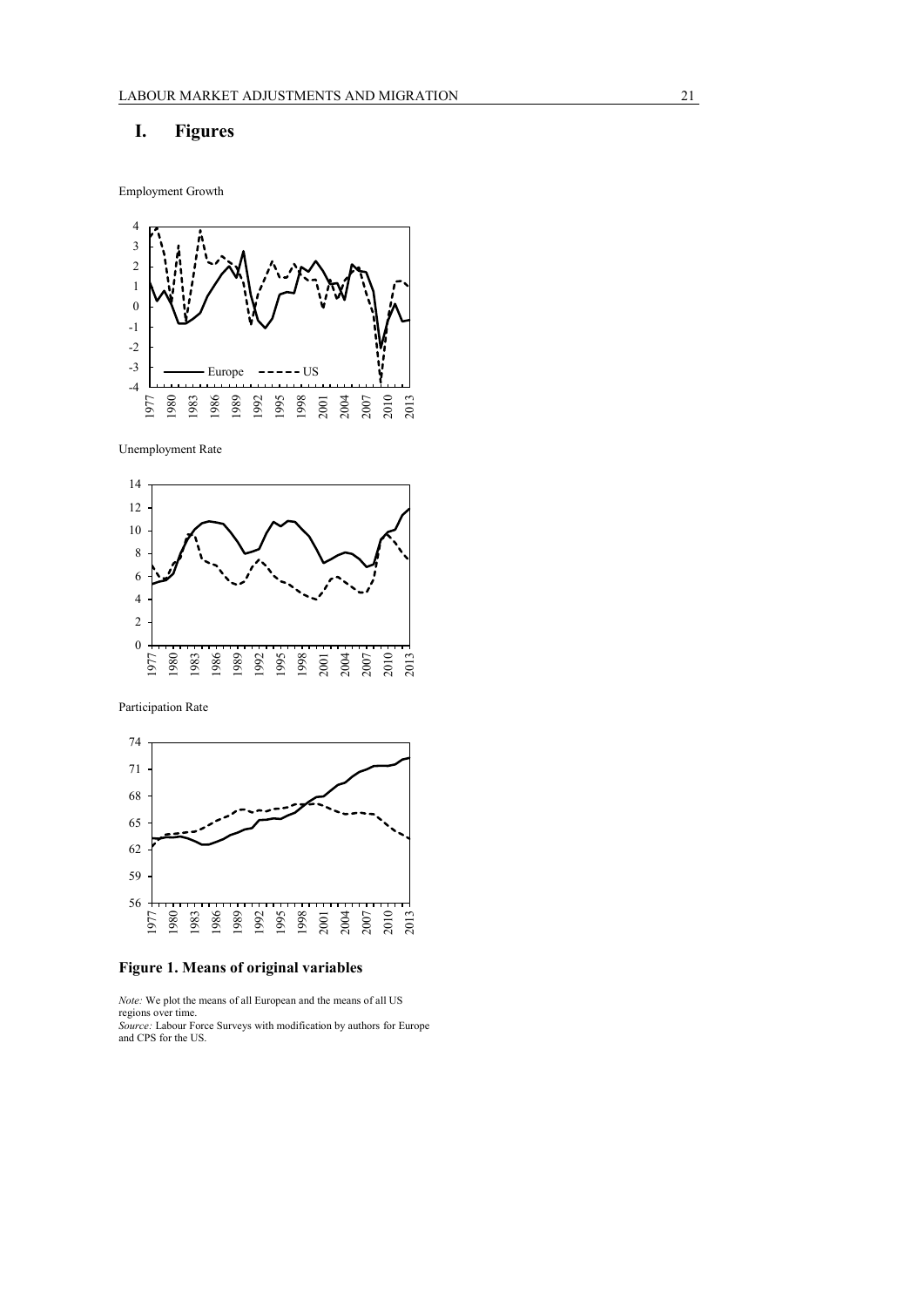# I. Figures

Employment Growth

Unemployment Rate

Participation Rate

**Figure 1. Means of original variables**

*Note:* We plot the means of all European and the means of all US regions over time.
*Source:* Labour Force Surveys with modification by authors for Europe and CPS for the US.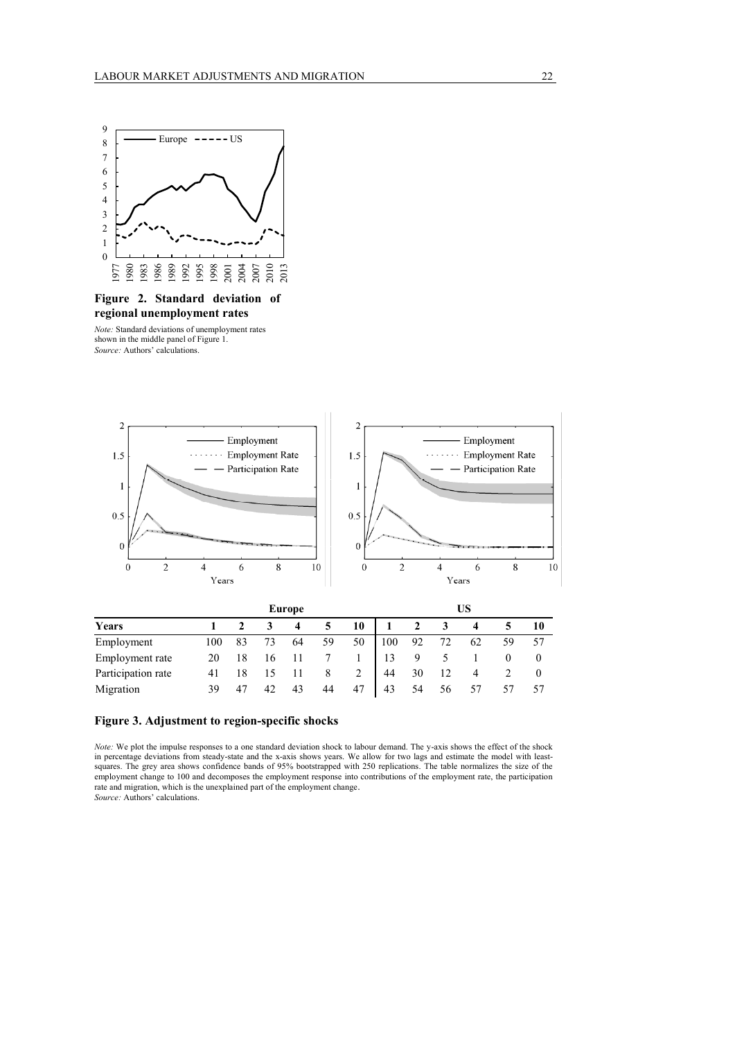**Figure 2. Standard deviation of regional unemployment rates**

*Note:* Standard deviations of unemployment rates shown in the middle panel of Figure 1.
*Source:* Authors' calculations.

| | Europe | | | | | | US | | | | | |
|---|---|---|---|---|---|---|---|---|---|---|---|---|
| **Years** | **1** | **2** | **3** | **4** | **5** | **10** | **1** | **2** | **3** | **4** | **5** | **10** |
| Employment | 100 | 83 | 73 | 64 | 59 | 50 | 100 | 92 | 72 | 62 | 59 | 57 |
| Employment rate | 20 | 18 | 16 | 11 | 7 | 1 | 13 | 9 | 5 | 1 | 0 | 0 |
| Participation rate | 41 | 18 | 15 | 11 | 8 | 2 | 44 | 30 | 12 | 4 | 2 | 0 |
| Migration | 39 | 47 | 42 | 43 | 44 | 47 | 43 | 54 | 56 | 57 | 57 | 57 |

**Figure 3. Adjustment to region-specific shocks**

*Note:* We plot the impulse responses to a one standard deviation shock to labour demand. The y-axis shows the effect of the shock in percentage deviations from steady-state and the x-axis shows years. We allow for two lags and estimate the model with least-squares. The grey area shows confidence bands of 95% bootstrapped with 250 replications. The table normalizes the size of the employment change to 100 and decomposes the employment response into contributions of the employment rate, the participation rate and migration, which is the unexplained part of the employment change.
*Source:* Authors' calculations.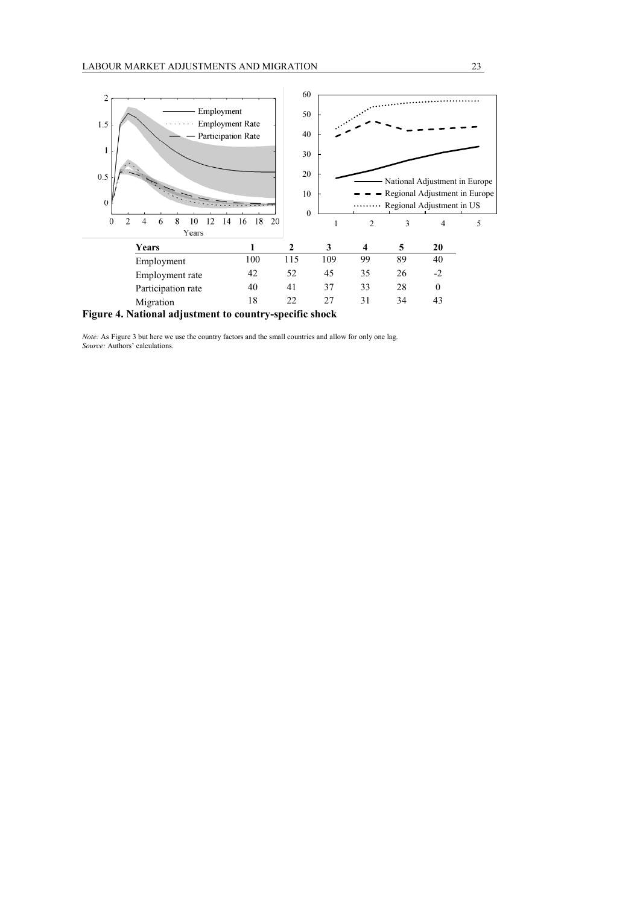| Years | 1 | 2 | 3 | 4 | 5 | 20 |
|---|---|---|---|---|---|---|
| Employment | 100 | 115 | 109 | 99 | 89 | 40 |
| Employment rate | 42 | 52 | 45 | 35 | 26 | -2 |
| Participation rate | 40 | 41 | 37 | 33 | 28 | 0 |
| Migration | 18 | 22 | 27 | 31 | 34 | 43 |

**Figure 4. National adjustment to country-specific shock**

*Note:* As Figure 3 but here we use the country factors and the small countries and allow for only one lag.
*Source:* Authors' calculations.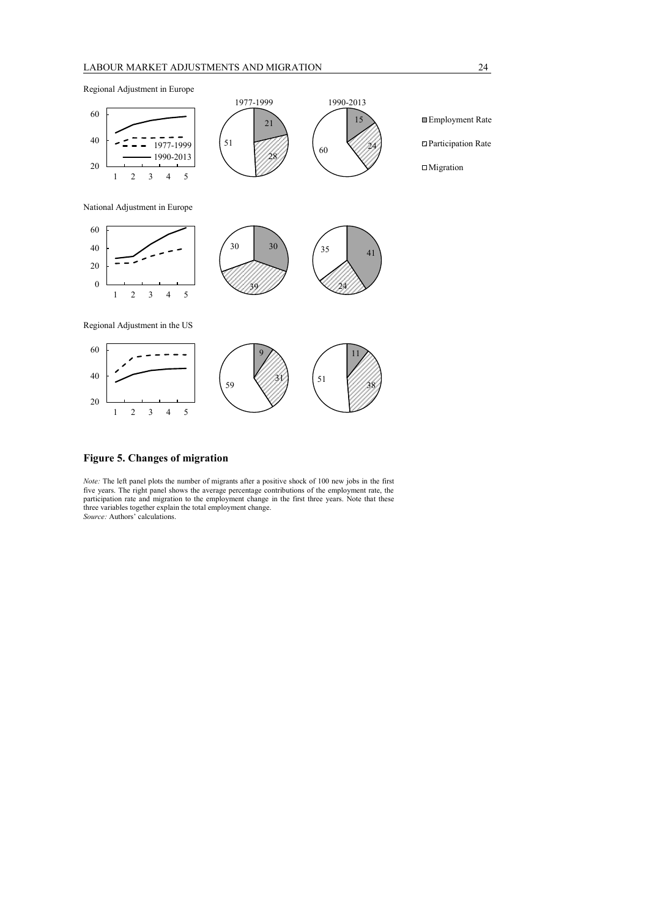Regional Adjustment in Europe

National Adjustment in Europe

Regional Adjustment in the US

**Figure 5. Changes of migration**

*Note:* The left panel plots the number of migrants after a positive shock of 100 new jobs in the first five years. The right panel shows the average percentage contributions of the employment rate, the participation rate and migration to the employment change in the first three years. Note that these three variables together explain the total employment change.
*Source:* Authors' calculations.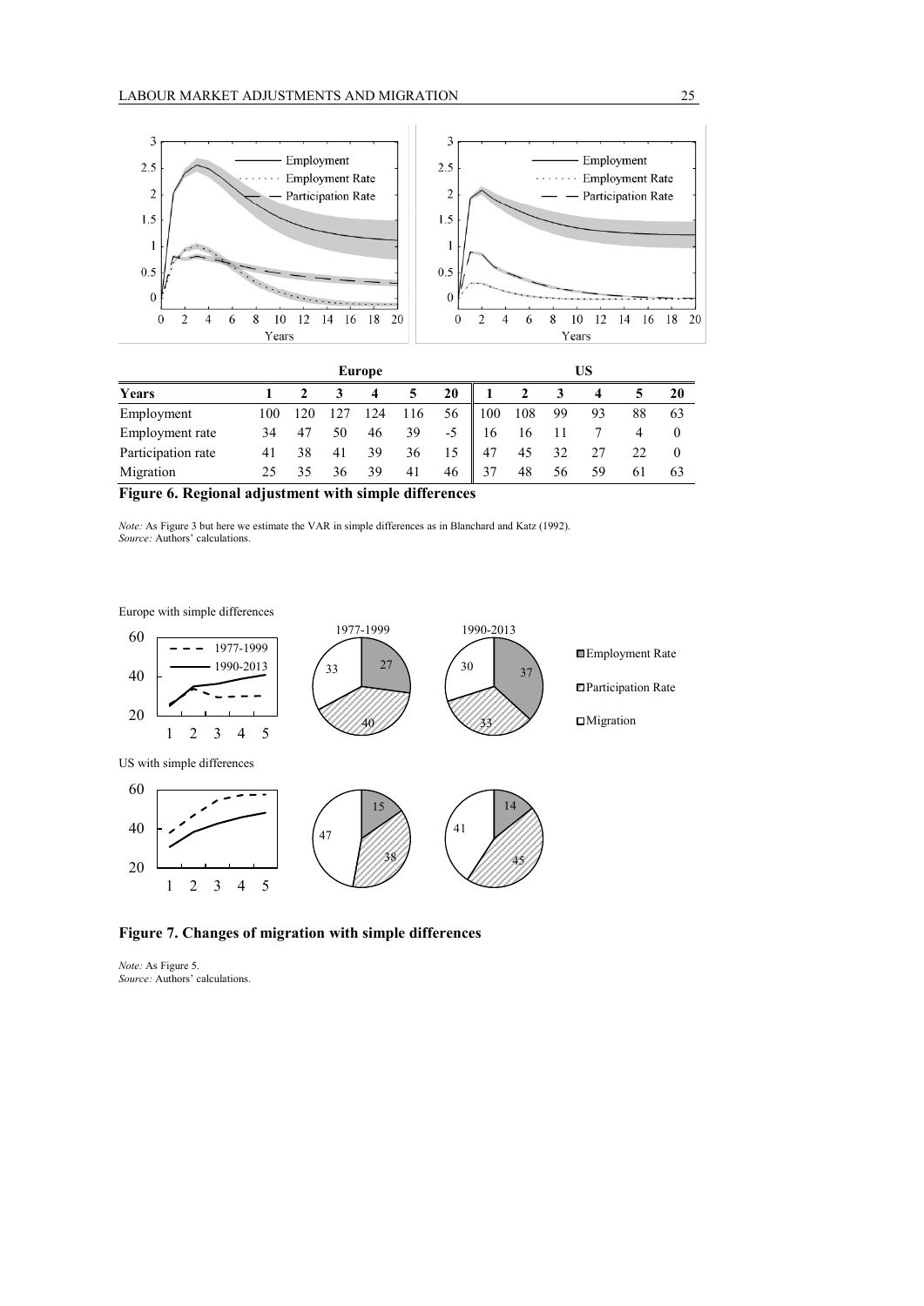| | Europe | | | | | | US | | | | | |
|---|---|---|---|---|---|---|---|---|---|---|---|---|
| **Years** | **1** | **2** | **3** | **4** | **5** | **20** | **1** | **2** | **3** | **4** | **5** | **20** |
| Employment | 100 | 120 | 127 | 124 | 116 | 56 | 100 | 108 | 99 | 93 | 88 | 63 |
| Employment rate | 34 | 47 | 50 | 46 | 39 | -5 | 16 | 16 | 11 | 7 | 4 | 0 |
| Participation rate | 41 | 38 | 41 | 39 | 36 | 15 | 47 | 45 | 32 | 27 | 22 | 0 |
| Migration | 25 | 35 | 36 | 39 | 41 | 46 | 37 | 48 | 56 | 59 | 61 | 63 |

**Figure 6. Regional adjustment with simple differences**

*Note:* As Figure 3 but here we estimate the VAR in simple differences as in Blanchard and Katz (1992).
*Source:* Authors' calculations.

**Figure 7. Changes of migration with simple differences**

*Note:* As Figure 5.
*Source:* Authors' calculations.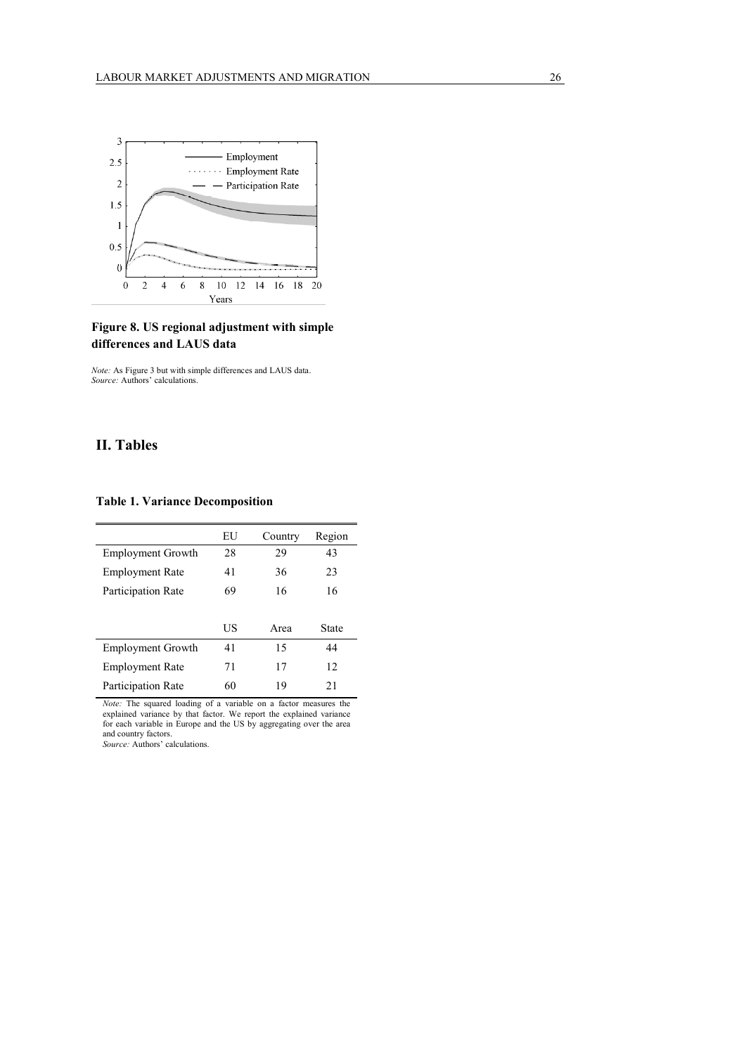**Figure 8. US regional adjustment with simple differences and LAUS data**

*Note:* As Figure 3 but with simple differences and LAUS data.
*Source:* Authors' calculations.

## II. Tables

### Table 1. Variance Decomposition

| | EU | Country | Region |
|---|---|---|---|
| Employment Growth | 28 | 29 | 43 |
| Employment Rate | 41 | 36 | 23 |
| Participation Rate | 69 | 16 | 16 |
| | **US** | **Area** | **State** |
| Employment Growth | 41 | 15 | 44 |
| Employment Rate | 71 | 17 | 12 |
| Participation Rate | 60 | 19 | 21 |

*Note:* The squared loading of a variable on a factor measures the explained variance by that factor. We report the explained variance for each variable in Europe and the US by aggregating over the area and country factors.
*Source:* Authors' calculations.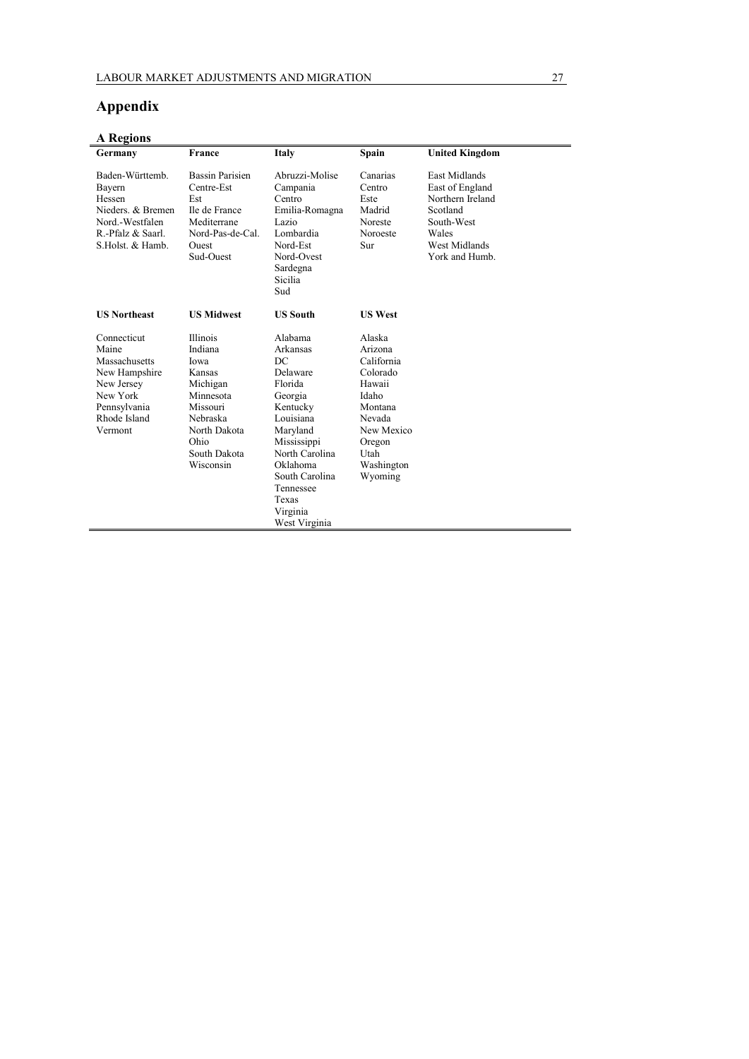# Appendix

## A Regions

| Germany | France | Italy | Spain | United Kingdom |
|---|---|---|---|---|
| Baden-Württemb. | Bassin Parisien | Abruzzi-Molise | Canarias | East Midlands |
| Bayern | Centre-Est | Campania | Centro | East of England |
| Hessen | Est | Centro | Este | Northern Ireland |
| Nieders. & Bremen | Ile de France | Emilia-Romagna | Madrid | Scotland |
| Nord.-Westfalen | Mediterrane | Lazio | Noreste | South-West |
| R.-Pfalz & Saarl. | Nord-Pas-de-Cal. | Lombardia | Noroeste | Wales |
| S.Holst. & Hamb. | Ouest | Nord-Est | Sur | West Midlands |
| | Sud-Ouest | Nord-Ovest | | York and Humb. |
| | | Sardegna | | |
| | | Sicilia | | |
| | | Sud | | |
| **US Northeast** | **US Midwest** | **US South** | **US West** | |
| Connecticut | Illinois | Alabama | Alaska | |
| Maine | Indiana | Arkansas | Arizona | |
| Massachusetts | Iowa | DC | California | |
| New Hampshire | Kansas | Delaware | Colorado | |
| New Jersey | Michigan | Florida | Hawaii | |
| New York | Minnesota | Georgia | Idaho | |
| Pennsylvania | Missouri | Kentucky | Montana | |
| Rhode Island | Nebraska | Louisiana | Nevada | |
| Vermont | North Dakota | Maryland | New Mexico | |
| | Ohio | Mississippi | Oregon | |
| | South Dakota | North Carolina | Utah | |
| | Wisconsin | Oklahoma | Washington | |
| | | South Carolina | Wyoming | |
| | | Tennessee | | |
| | | Texas | | |
| | | Virginia | | |
| | | West Virginia | | |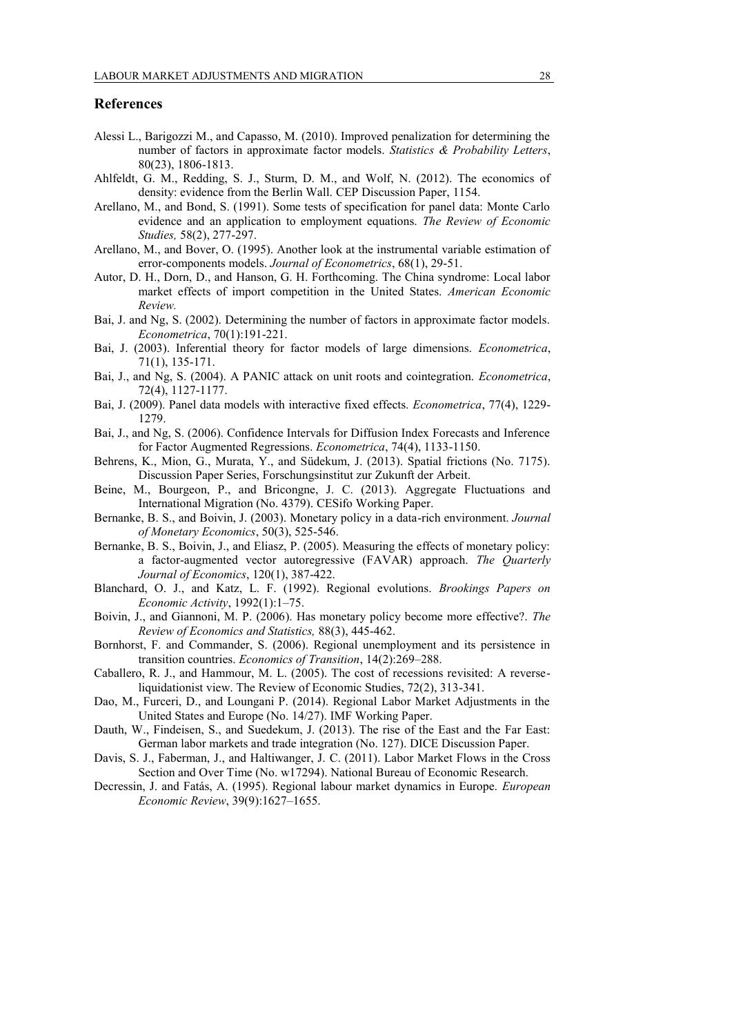## References

Alessi L., Barigozzi M., and Capasso, M. (2010). Improved penalization for determining the number of factors in approximate factor models. *Statistics & Probability Letters*, 80(23), 1806-1813.

Ahlfeldt, G. M., Redding, S. J., Sturm, D. M., and Wolf, N. (2012). The economics of density: evidence from the Berlin Wall. CEP Discussion Paper, 1154.

Arellano, M., and Bond, S. (1991). Some tests of specification for panel data: Monte Carlo evidence and an application to employment equations. *The Review of Economic Studies,* 58(2), 277-297.

Arellano, M., and Bover, O. (1995). Another look at the instrumental variable estimation of error-components models. *Journal of Econometrics*, 68(1), 29-51.

Autor, D. H., Dorn, D., and Hanson, G. H. Forthcoming. The China syndrome: Local labor market effects of import competition in the United States. *American Economic Review.*

Bai, J. and Ng, S. (2002). Determining the number of factors in approximate factor models. *Econometrica*, 70(1):191-221.

Bai, J. (2003). Inferential theory for factor models of large dimensions. *Econometrica*, 71(1), 135-171.

Bai, J., and Ng, S. (2004). A PANIC attack on unit roots and cointegration. *Econometrica*, 72(4), 1127-1177.

Bai, J. (2009). Panel data models with interactive fixed effects. *Econometrica*, 77(4), 1229-1279.

Bai, J., and Ng, S. (2006). Confidence Intervals for Diffusion Index Forecasts and Inference for Factor Augmented Regressions. *Econometrica*, 74(4), 1133-1150.

Behrens, K., Mion, G., Murata, Y., and Südekum, J. (2013). Spatial frictions (No. 7175). Discussion Paper Series, Forschungsinstitut zur Zukunft der Arbeit.

Beine, M., Bourgeon, P., and Bricongne, J. C. (2013). Aggregate Fluctuations and International Migration (No. 4379). CESifo Working Paper.

Bernanke, B. S., and Boivin, J. (2003). Monetary policy in a data-rich environment. *Journal of Monetary Economics*, 50(3), 525-546.

Bernanke, B. S., Boivin, J., and Eliasz, P. (2005). Measuring the effects of monetary policy: a factor-augmented vector autoregressive (FAVAR) approach. *The Quarterly Journal of Economics*, 120(1), 387-422.

Blanchard, O. J., and Katz, L. F. (1992). Regional evolutions. *Brookings Papers on Economic Activity*, 1992(1):1–75.

Boivin, J., and Giannoni, M. P. (2006). Has monetary policy become more effective?. *The Review of Economics and Statistics,* 88(3), 445-462.

Bornhorst, F. and Commander, S. (2006). Regional unemployment and its persistence in transition countries. *Economics of Transition*, 14(2):269–288.

Caballero, R. J., and Hammour, M. L. (2005). The cost of recessions revisited: A reverse-liquidationist view. The Review of Economic Studies, 72(2), 313-341.

Dao, M., Furceri, D., and Loungani P. (2014). Regional Labor Market Adjustments in the United States and Europe (No. 14/27). IMF Working Paper.

Dauth, W., Findeisen, S., and Suedekum, J. (2013). The rise of the East and the Far East: German labor markets and trade integration (No. 127). DICE Discussion Paper.

Davis, S. J., Faberman, J., and Haltiwanger, J. C. (2011). Labor Market Flows in the Cross Section and Over Time (No. w17294). National Bureau of Economic Research.

Decressin, J. and Fatás, A. (1995). Regional labour market dynamics in Europe. *European Economic Review*, 39(9):1627–1655.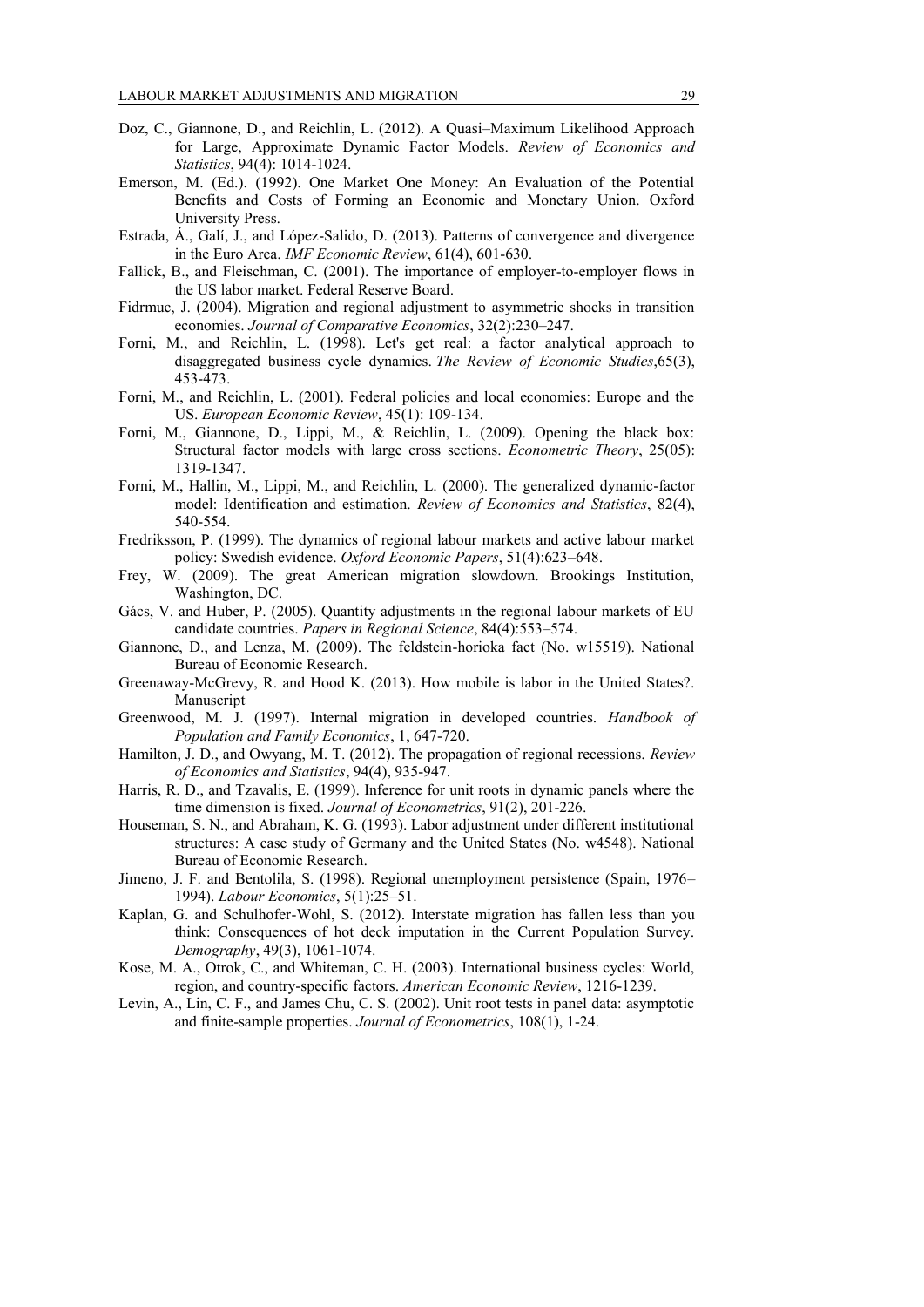Doz, C., Giannone, D., and Reichlin, L. (2012). A Quasi–Maximum Likelihood Approach for Large, Approximate Dynamic Factor Models. *Review of Economics and Statistics*, 94(4): 1014-1024.

Emerson, M. (Ed.). (1992). One Market One Money: An Evaluation of the Potential Benefits and Costs of Forming an Economic and Monetary Union. Oxford University Press.

Estrada, Á., Galí, J., and López-Salido, D. (2013). Patterns of convergence and divergence in the Euro Area. *IMF Economic Review*, 61(4), 601-630.

Fallick, B., and Fleischman, C. (2001). The importance of employer-to-employer flows in the US labor market. Federal Reserve Board.

Fidrmuc, J. (2004). Migration and regional adjustment to asymmetric shocks in transition economies. *Journal of Comparative Economics*, 32(2):230–247.

Forni, M., and Reichlin, L. (1998). Let's get real: a factor analytical approach to disaggregated business cycle dynamics. *The Review of Economic Studies*,65(3), 453-473.

Forni, M., and Reichlin, L. (2001). Federal policies and local economies: Europe and the US. *European Economic Review*, 45(1): 109-134.

Forni, M., Giannone, D., Lippi, M., & Reichlin, L. (2009). Opening the black box: Structural factor models with large cross sections. *Econometric Theory*, 25(05): 1319-1347.

Forni, M., Hallin, M., Lippi, M., and Reichlin, L. (2000). The generalized dynamic-factor model: Identification and estimation. *Review of Economics and Statistics*, 82(4), 540-554.

Fredriksson, P. (1999). The dynamics of regional labour markets and active labour market policy: Swedish evidence. *Oxford Economic Papers*, 51(4):623–648.

Frey, W. (2009). The great American migration slowdown. Brookings Institution, Washington, DC.

Gács, V. and Huber, P. (2005). Quantity adjustments in the regional labour markets of EU candidate countries. *Papers in Regional Science*, 84(4):553–574.

Giannone, D., and Lenza, M. (2009). The feldstein-horioka fact (No. w15519). National Bureau of Economic Research.

Greenaway-McGrevy, R. and Hood K. (2013). How mobile is labor in the United States?. Manuscript

Greenwood, M. J. (1997). Internal migration in developed countries. *Handbook of Population and Family Economics*, 1, 647-720.

Hamilton, J. D., and Owyang, M. T. (2012). The propagation of regional recessions. *Review of Economics and Statistics*, 94(4), 935-947.

Harris, R. D., and Tzavalis, E. (1999). Inference for unit roots in dynamic panels where the time dimension is fixed. *Journal of Econometrics*, 91(2), 201-226.

Houseman, S. N., and Abraham, K. G. (1993). Labor adjustment under different institutional structures: A case study of Germany and the United States (No. w4548). National Bureau of Economic Research.

Jimeno, J. F. and Bentolila, S. (1998). Regional unemployment persistence (Spain, 1976–1994). *Labour Economics*, 5(1):25–51.

Kaplan, G. and Schulhofer-Wohl, S. (2012). Interstate migration has fallen less than you think: Consequences of hot deck imputation in the Current Population Survey. *Demography*, 49(3), 1061-1074.

Kose, M. A., Otrok, C., and Whiteman, C. H. (2003). International business cycles: World, region, and country-specific factors. *American Economic Review*, 1216-1239.

Levin, A., Lin, C. F., and James Chu, C. S. (2002). Unit root tests in panel data: asymptotic and finite-sample properties. *Journal of Econometrics*, 108(1), 1-24.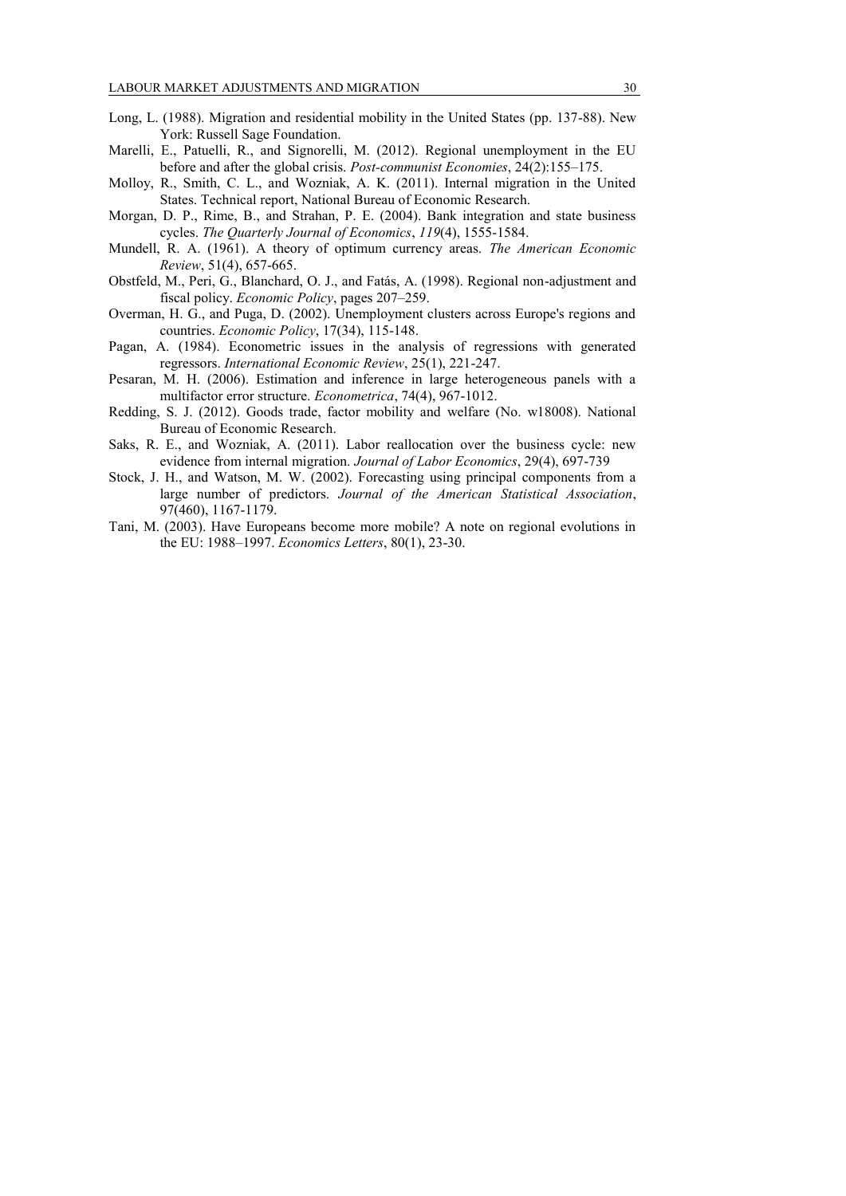Long, L. (1988). Migration and residential mobility in the United States (pp. 137-88). New York: Russell Sage Foundation.

Marelli, E., Patuelli, R., and Signorelli, M. (2012). Regional unemployment in the EU before and after the global crisis. *Post-communist Economies*, 24(2):155–175.

Molloy, R., Smith, C. L., and Wozniak, A. K. (2011). Internal migration in the United States. Technical report, National Bureau of Economic Research.

Morgan, D. P., Rime, B., and Strahan, P. E. (2004). Bank integration and state business cycles. *The Quarterly Journal of Economics*, *119*(4), 1555-1584.

Mundell, R. A. (1961). A theory of optimum currency areas. *The American Economic Review*, 51(4), 657-665.

Obstfeld, M., Peri, G., Blanchard, O. J., and Fatás, A. (1998). Regional non-adjustment and fiscal policy. *Economic Policy*, pages 207–259.

Overman, H. G., and Puga, D. (2002). Unemployment clusters across Europe's regions and countries. *Economic Policy*, 17(34), 115-148.

Pagan, A. (1984). Econometric issues in the analysis of regressions with generated regressors. *International Economic Review*, 25(1), 221-247.

Pesaran, M. H. (2006). Estimation and inference in large heterogeneous panels with a multifactor error structure. *Econometrica*, 74(4), 967-1012.

Redding, S. J. (2012). Goods trade, factor mobility and welfare (No. w18008). National Bureau of Economic Research.

Saks, R. E., and Wozniak, A. (2011). Labor reallocation over the business cycle: new evidence from internal migration. *Journal of Labor Economics*, 29(4), 697-739

Stock, J. H., and Watson, M. W. (2002). Forecasting using principal components from a large number of predictors. *Journal of the American Statistical Association*, 97(460), 1167-1179.

Tani, M. (2003). Have Europeans become more mobile? A note on regional evolutions in the EU: 1988–1997. *Economics Letters*, 80(1), 23-30.